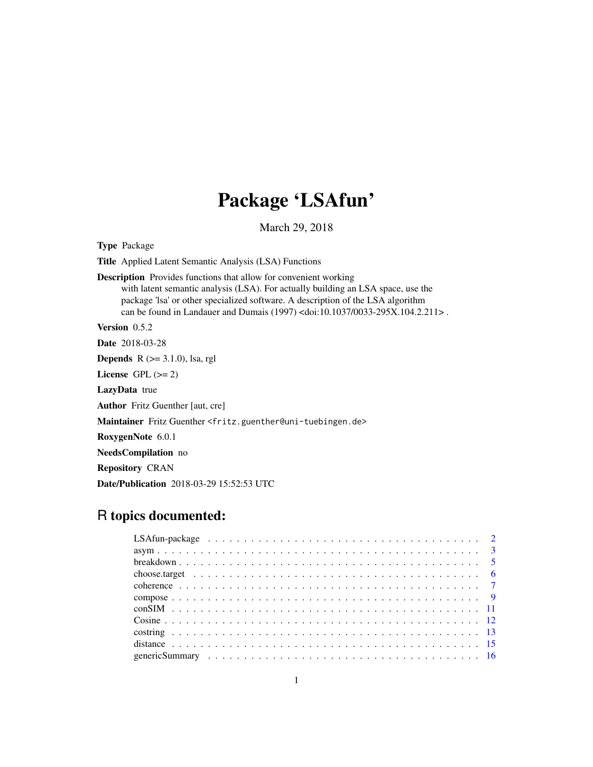# Package 'LSAfun'

March 29, 2018

**Type** Package

**Title** Applied Latent Semantic Analysis (LSA) Functions

**Description** Provides functions that allow for convenient working with latent semantic analysis (LSA). For actually building an LSA space, use the package 'lsa' or other specialized software. A description of the LSA algorithm can be found in Landauer and Dumais (1997) <doi:10.1037/0033-295X.104.2.211> .

**Version** 0.5.2

**Date** 2018-03-28

**Depends** R (>= 3.1.0), lsa, rgl

**License** GPL (>= 2)

**LazyData** true

**Author** Fritz Guenther [aut, cre]

**Maintainer** Fritz Guenther <fritz.guenther@uni-tuebingen.de>

**RoxygenNote** 6.0.1

**NeedsCompilation** no

**Repository** CRAN

**Date/Publication** 2018-03-29 15:52:53 UTC

## R topics documented:

- LSAfun-package . . . . . . . . . . 2
- asym . . . . . . . . . . 3
- breakdown . . . . . . . . . . 5
- choose.target . . . . . . . . . . 6
- coherence . . . . . . . . . . 7
- compose . . . . . . . . . . 9
- conSIM . . . . . . . . . . 11
- Cosine . . . . . . . . . . 12
- costring . . . . . . . . . . 13
- distance . . . . . . . . . . 15
- genericSummary . . . . . . . . . . 16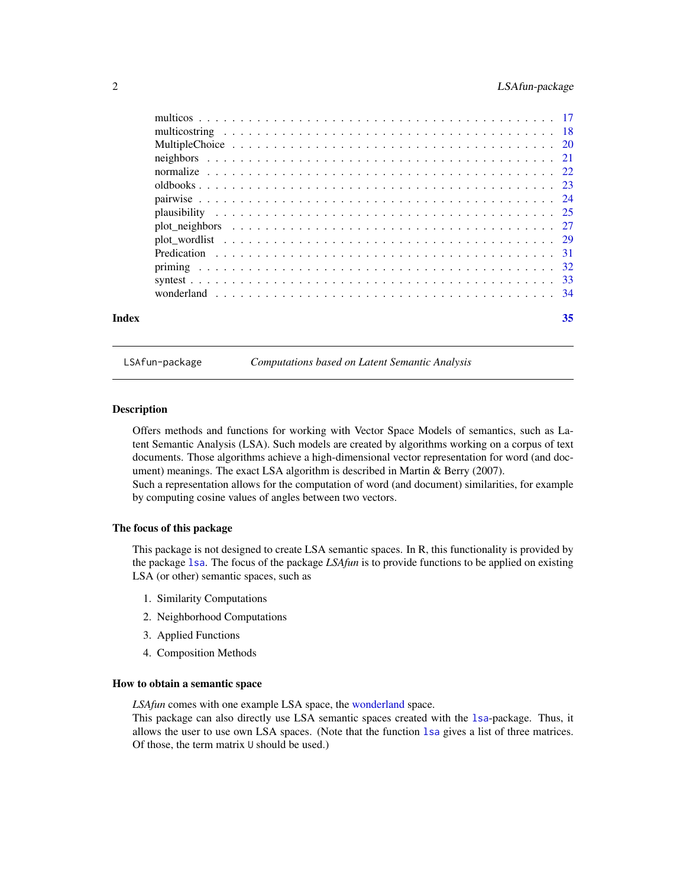| | |
|---|---|
| multicos | 17 |
| multicostring | 18 |
| MultipleChoice | 20 |
| neighbors | 21 |
| normalize | 22 |
| oldbooks | 23 |
| pairwise | 24 |
| plausibility | 25 |
| plot_neighbors | 27 |
| plot_wordlist | 29 |
| Predication | 31 |
| priming | 32 |
| syntest | 33 |
| wonderland | 34 |

**Index** **35**

---

`LSAfun-package` *Computations based on Latent Semantic Analysis*

---

### Description

Offers methods and functions for working with Vector Space Models of semantics, such as Latent Semantic Analysis (LSA). Such models are created by algorithms working on a corpus of text documents. Those algorithms achieve a high-dimensional vector representation for word (and document) meanings. The exact LSA algorithm is described in Martin & Berry (2007).

Such a representation allows for the computation of word (and document) similarities, for example by computing cosine values of angles between two vectors.

### The focus of this package

This package is not designed to create LSA semantic spaces. In R, this functionality is provided by the package `lsa`. The focus of the package *LSAfun* is to provide functions to be applied on existing LSA (or other) semantic spaces, such as

1. Similarity Computations
2. Neighborhood Computations
3. Applied Functions
4. Composition Methods

### How to obtain a semantic space

*LSAfun* comes with one example LSA space, the wonderland space.

This package can also directly use LSA semantic spaces created with the `lsa`-package. Thus, it allows the user to use own LSA spaces. (Note that the function `lsa` gives a list of three matrices. Of those, the term matrix `U` should be used.)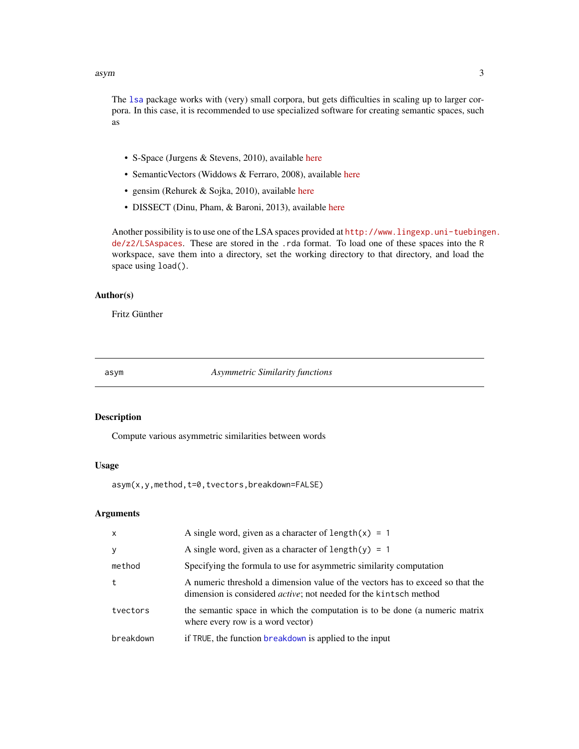The lsa package works with (very) small corpora, but gets difficulties in scaling up to larger corpora. In this case, it is recommended to use specialized software for creating semantic spaces, such as

- S-Space (Jurgens & Stevens, 2010), available here
- SemanticVectors (Widdows & Ferraro, 2008), available here
- gensim (Rehurek & Sojka, 2010), available here
- DISSECT (Dinu, Pham, & Baroni, 2013), available here

Another possibility is to use one of the LSA spaces provided at `http://www.lingexp.uni-tuebingen.de/z2/LSAspaces`. These are stored in the `.rda` format. To load one of these spaces into the R workspace, save them into a directory, set the working directory to that directory, and load the space using `load()`.

### Author(s)

Fritz Günther

---

## asym *Asymmetric Similarity functions*

### Description

Compute various asymmetric similarities between words

### Usage

```
asym(x,y,method,t=0,tvectors,breakdown=FALSE)
```

### Arguments

| | |
|---|---|
| `x` | A single word, given as a character of `length(x) = 1` |
| `y` | A single word, given as a character of `length(y) = 1` |
| `method` | Specifying the formula to use for asymmetric similarity computation |
| `t` | A numeric threshold a dimension value of the vectors has to exceed so that the dimension is considered *active*; not needed for the `kintsch` method |
| `tvectors` | the semantic space in which the computation is to be done (a numeric matrix where every row is a word vector) |
| `breakdown` | if `TRUE`, the function `breakdown` is applied to the input |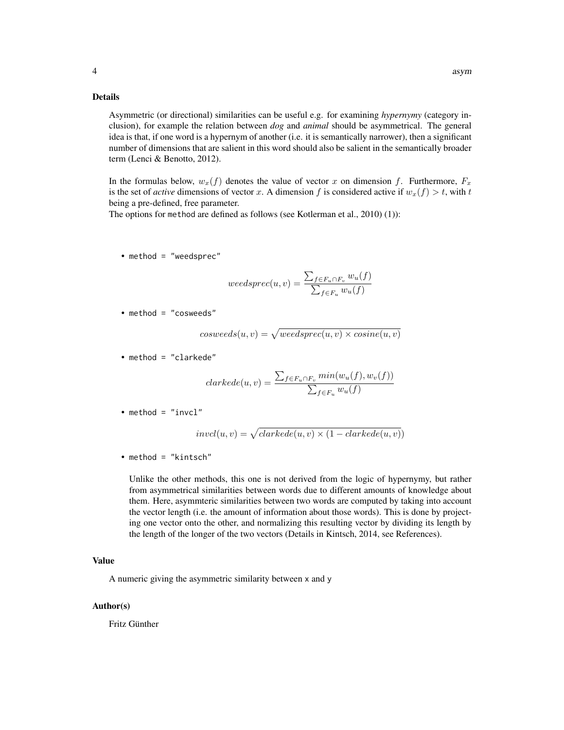## Details

Asymmetric (or directional) similarities can be useful e.g. for examining *hypernymy* (category inclusion), for example the relation between *dog* and *animal* should be asymmetrical. The general idea is that, if one word is a hypernym of another (i.e. it is semantically narrower), then a significant number of dimensions that are salient in this word should also be salient in the semantically broader term (Lenci & Benotto, 2012).

In the formulas below, $w_x(f)$ denotes the value of vector $x$ on dimension $f$. Furthermore, $F_x$ is the set of *active* dimensions of vector $x$. A dimension $f$ is considered active if $w_x(f) > t$, with $t$ being a pre-defined, free parameter.
The options for `method` are defined as follows (see Kotlerman et al., 2010) (1)):

- `method = "weedsprec"`

$$weedsprec(u, v) = \frac{\sum_{f \in F_u \cap F_v} w_u(f)}{\sum_{f \in F_u} w_u(f)}$$

- `method = "cosweeds"`

$$cosweeds(u, v) = \sqrt{weedsprec(u, v) \times cosine(u, v)}$$

- `method = "clarkede"`

$$clarkede(u, v) = \frac{\sum_{f \in F_u \cap F_v} min(w_u(f), w_v(f))}{\sum_{f \in F_u} w_u(f)}$$

- `method = "invcl"`

$$invcl(u, v) = \sqrt{clarkede(u, v) \times (1 - clarkede(u, v))}$$

- `method = "kintsch"`

  Unlike the other methods, this one is not derived from the logic of hypernymy, but rather from asymmetrical similarities between words due to different amounts of knowledge about them. Here, asymmteric similarities between two words are computed by taking into account the vector length (i.e. the amount of information about those words). This is done by projecting one vector onto the other, and normalizing this resulting vector by dividing its length by the length of the longer of the two vectors (Details in Kintsch, 2014, see References).

## Value

A numeric giving the asymmetric similarity between `x` and `y`

## Author(s)

Fritz Günther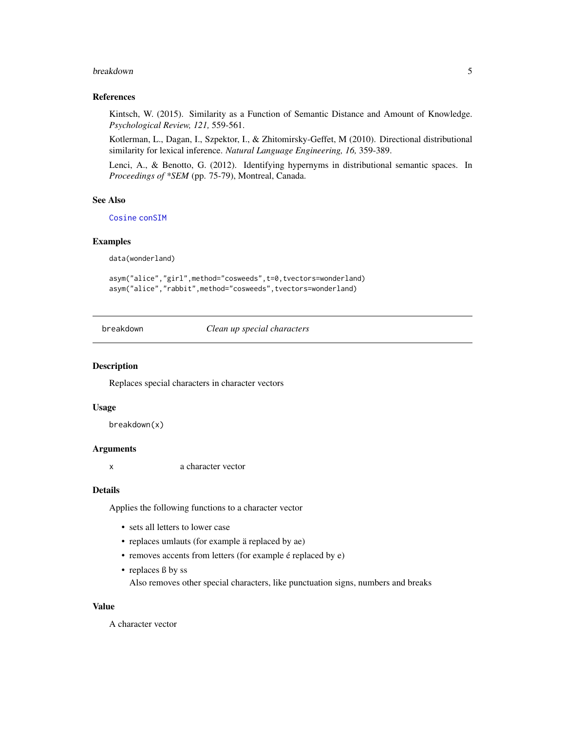### References

Kintsch, W. (2015). Similarity as a Function of Semantic Distance and Amount of Knowledge. *Psychological Review, 121,* 559-561.

Kotlerman, L., Dagan, I., Szpektor, I., & Zhitomirsky-Geffet, M (2010). Directional distributional similarity for lexical inference. *Natural Language Engineering, 16,* 359-389.

Lenci, A., & Benotto, G. (2012). Identifying hypernyms in distributional semantic spaces. In *Proceedings of *SEM* (pp. 75-79), Montreal, Canada.

### See Also

`Cosine` `conSIM`

### Examples

```
data(wonderland)

asym("alice","girl",method="cosweeds",t=0,tvectors=wonderland)
asym("alice","rabbit",method="cosweeds",tvectors=wonderland)
```

---

## breakdown — *Clean up special characters*

### Description

Replaces special characters in character vectors

### Usage

```
breakdown(x)
```

### Arguments

| | |
|---|---|
| `x` | a character vector |

### Details

Applies the following functions to a character vector

- sets all letters to lower case
- replaces umlauts (for example ä replaced by ae)
- removes accents from letters (for example é replaced by e)
- replaces ß by ss

  Also removes other special characters, like punctuation signs, numbers and breaks

### Value

A character vector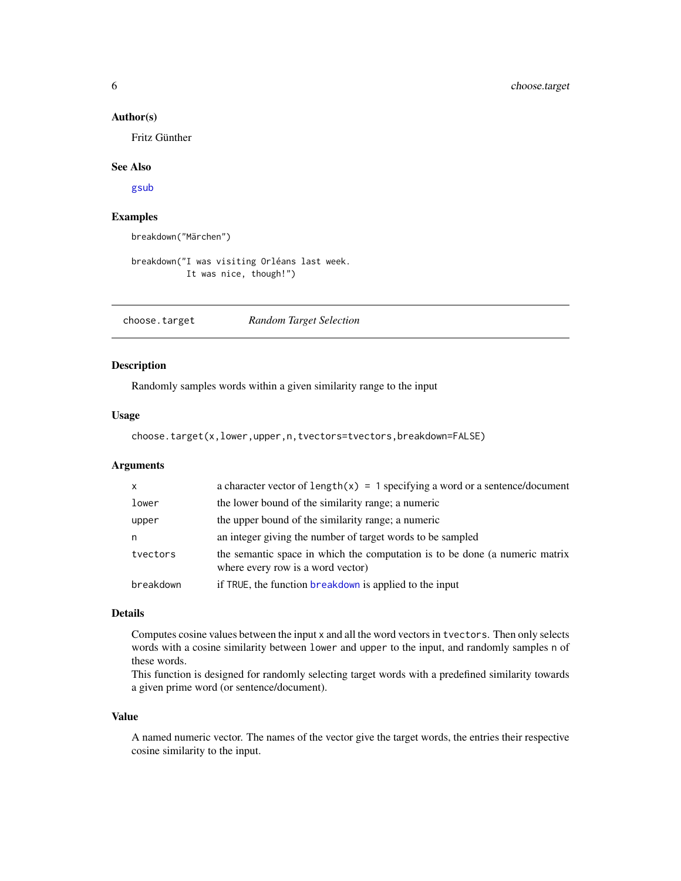### Author(s)

Fritz Günther

### See Also

gsub

### Examples

```
breakdown("Märchen")

breakdown("I was visiting Orléans last week.
          It was nice, though!")
```

---

## choose.target *Random Target Selection*

---

### Description

Randomly samples words within a given similarity range to the input

### Usage

```
choose.target(x,lower,upper,n,tvectors=tvectors,breakdown=FALSE)
```

### Arguments

| | |
|---|---|
| x | a character vector of `length(x) = 1` specifying a word or a sentence/document |
| lower | the lower bound of the similarity range; a numeric |
| upper | the upper bound of the similarity range; a numeric |
| n | an integer giving the number of target words to be sampled |
| tvectors | the semantic space in which the computation is to be done (a numeric matrix where every row is a word vector) |
| breakdown | if `TRUE`, the function breakdown is applied to the input |

### Details

Computes cosine values between the input `x` and all the word vectors in `tvectors`. Then only selects words with a cosine similarity between `lower` and `upper` to the input, and randomly samples `n` of these words.
This function is designed for randomly selecting target words with a predefined similarity towards a given prime word (or sentence/document).

### Value

A named numeric vector. The names of the vector give the target words, the entries their respective cosine similarity to the input.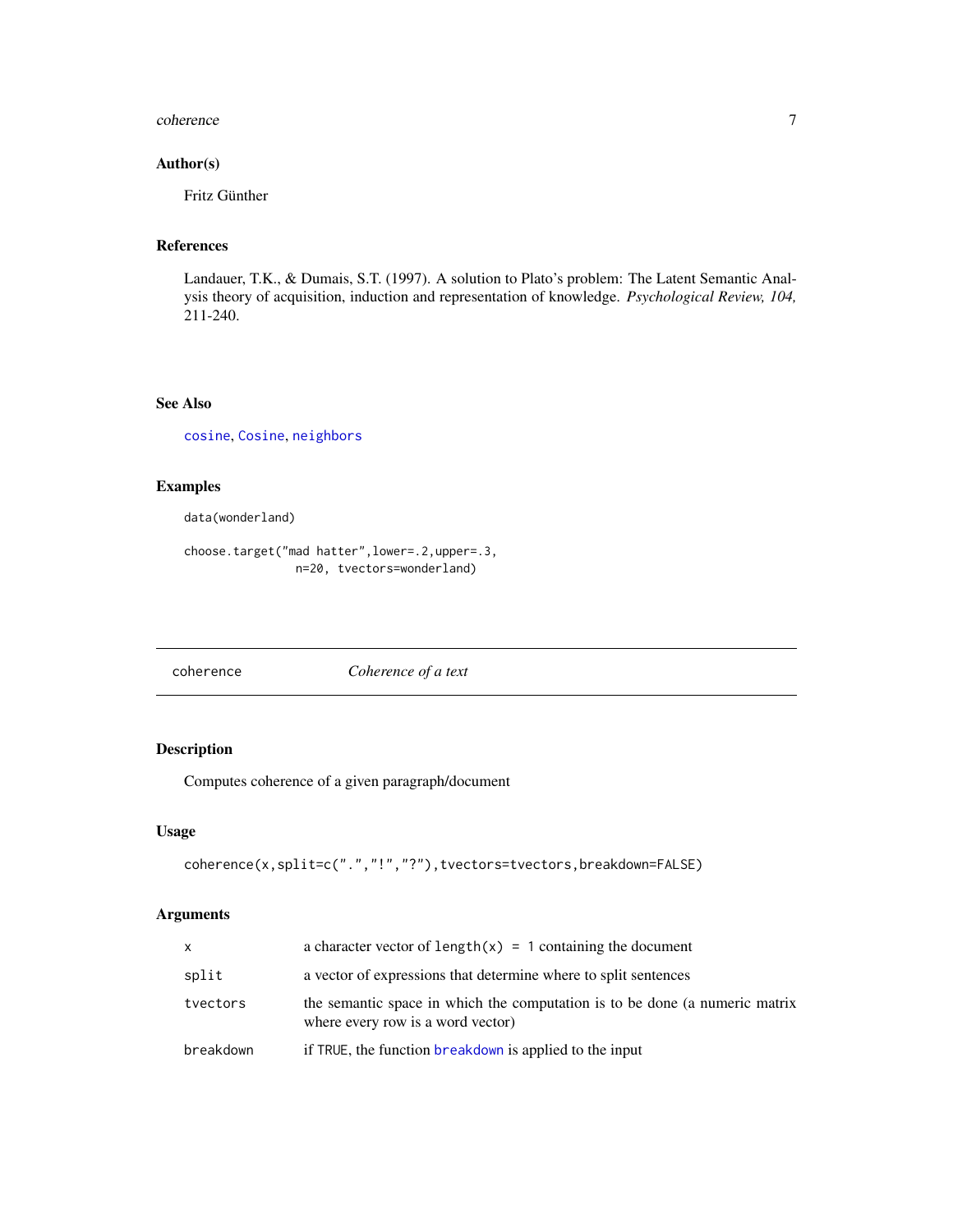### Author(s)

Fritz Günther

### References

Landauer, T.K., & Dumais, S.T. (1997). A solution to Plato's problem: The Latent Semantic Analysis theory of acquisition, induction and representation of knowledge. *Psychological Review, 104,* 211-240.

### See Also

cosine, Cosine, neighbors

### Examples

```
data(wonderland)

choose.target("mad hatter",lower=.2,upper=.3,
              n=20, tvectors=wonderland)
```

---

## coherence — *Coherence of a text*

---

### Description

Computes coherence of a given paragraph/document

### Usage

```
coherence(x,split=c(".","!","?"),tvectors=tvectors,breakdown=FALSE)
```

### Arguments

| | |
|---|---|
| x | a character vector of `length(x) = 1` containing the document |
| split | a vector of expressions that determine where to split sentences |
| tvectors | the semantic space in which the computation is to be done (a numeric matrix where every row is a word vector) |
| breakdown | if TRUE, the function breakdown is applied to the input |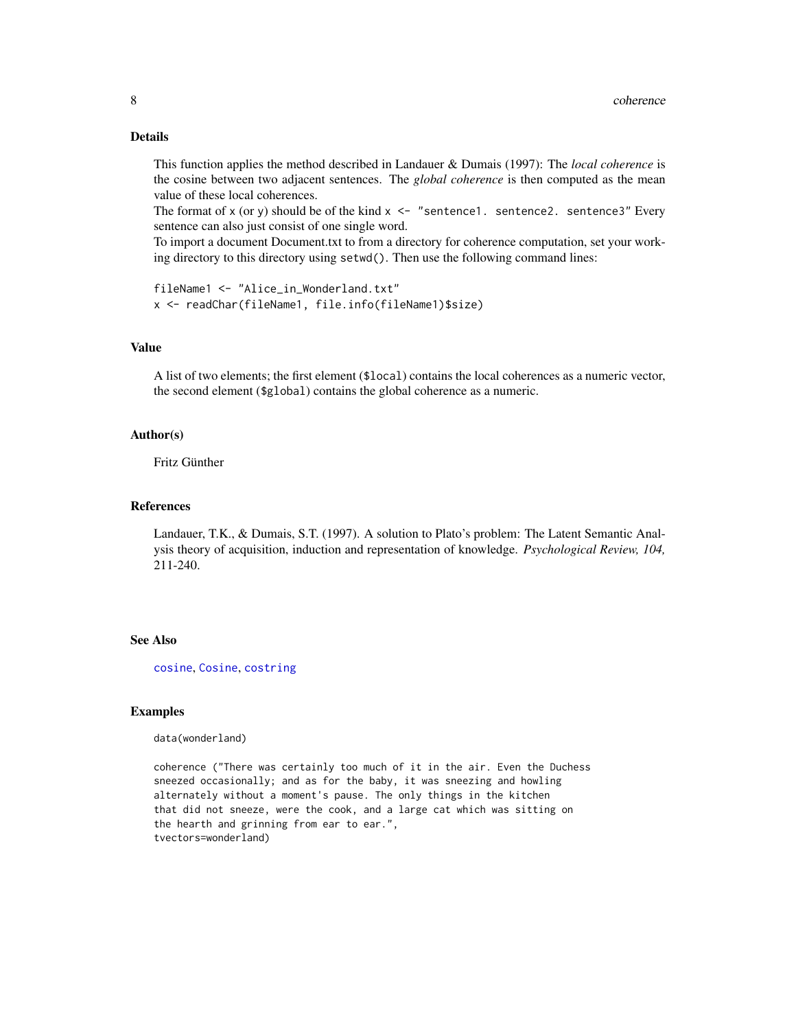## Details

This function applies the method described in Landauer & Dumais (1997): The *local coherence* is the cosine between two adjacent sentences. The *global coherence* is then computed as the mean value of these local coherences.
The format of `x` (or `y`) should be of the kind `x <- "sentence1. sentence2. sentence3"` Every sentence can also just consist of one single word.
To import a document Document.txt to from a directory for coherence computation, set your working directory to this directory using `setwd()`. Then use the following command lines:

```
fileName1 <- "Alice_in_Wonderland.txt"
x <- readChar(fileName1, file.info(fileName1)$size)
```

## Value

A list of two elements; the first element (`$local`) contains the local coherences as a numeric vector, the second element (`$global`) contains the global coherence as a numeric.

## Author(s)

Fritz Günther

## References

Landauer, T.K., & Dumais, S.T. (1997). A solution to Plato's problem: The Latent Semantic Analysis theory of acquisition, induction and representation of knowledge. *Psychological Review, 104,* 211-240.

## See Also

`cosine`, `Cosine`, `costring`

## Examples

```
data(wonderland)

coherence ("There was certainly too much of it in the air. Even the Duchess
sneezed occasionally; and as for the baby, it was sneezing and howling
alternately without a moment's pause. The only things in the kitchen
that did not sneeze, were the cook, and a large cat which was sitting on
the hearth and grinning from ear to ear.",
tvectors=wonderland)
```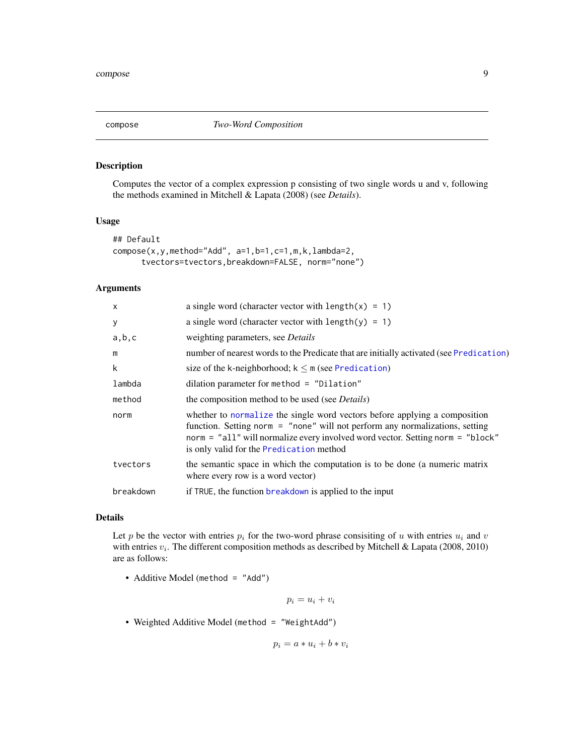## compose — *Two-Word Composition*

### Description

Computes the vector of a complex expression p consisting of two single words u and v, following the methods examined in Mitchell & Lapata (2008) (see *Details*).

### Usage

```
## Default
compose(x,y,method="Add", a=1,b=1,c=1,m,k,lambda=2,
      tvectors=tvectors,breakdown=FALSE, norm="none")
```

### Arguments

| | |
|---|---|
| `x` | a single word (character vector with `length(x) = 1`) |
| `y` | a single word (character vector with `length(y) = 1`) |
| `a,b,c` | weighting parameters, see *Details* |
| `m` | number of nearest words to the Predicate that are initially activated (see `Predication`) |
| `k` | size of the k-neighborhood; `k` $\leq$ `m` (see `Predication`) |
| `lambda` | dilation parameter for `method = "Dilation"` |
| `method` | the composition method to be used (see *Details*) |
| `norm` | whether to `normalize` the single word vectors before applying a composition function. Setting `norm = "none"` will not perform any normalizations, setting `norm = "all"` will normalize every involved word vector. Setting `norm = "block"` is only valid for the `Predication` method |
| `tvectors` | the semantic space in which the computation is to be done (a numeric matrix where every row is a word vector) |
| `breakdown` | if `TRUE`, the function `breakdown` is applied to the input |

### Details

Let $p$ be the vector with entries $p_i$ for the two-word phrase consisiting of $u$ with entries $u_i$ and $v$ with entries $v_i$. The different composition methods as described by Mitchell & Lapata (2008, 2010) are as follows:

- Additive Model (`method = "Add"`)

$$p_i = u_i + v_i$$

- Weighted Additive Model (`method = "WeightAdd"`)

$$p_i = a * u_i + b * v_i$$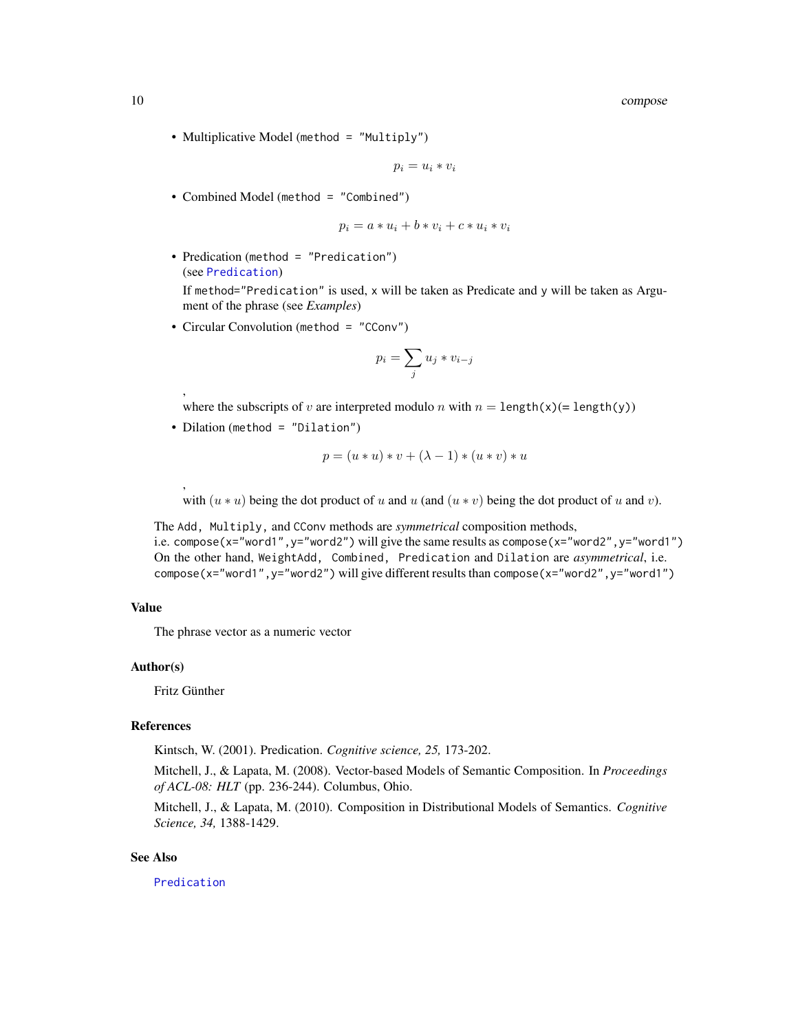- Multiplicative Model (`method = "Multiply"`)

$$p_i = u_i * v_i$$

- Combined Model (`method = "Combined"`)

$$p_i = a * u_i + b * v_i + c * u_i * v_i$$

- Predication (`method = "Predication"`)
  (see `Predication`)
  If `method="Predication"` is used, `x` will be taken as Predicate and `y` will be taken as Argument of the phrase (see *Examples*)

- Circular Convolution (`method = "CConv"`)

$$p_i = \sum_j u_j * v_{i-j}$$

  ,
  where the subscripts of $v$ are interpreted modulo $n$ with $n =$ `length(x)`(= `length(y)`)

- Dilation (`method = "Dilation"`)

$$p = (u * u) * v + (\lambda - 1) * (u * v) * u$$

  ,
  with $(u * u)$ being the dot product of $u$ and $u$ (and $(u * v)$ being the dot product of $u$ and $v$).

The `Add, Multiply,` and `CConv` methods are *symmetrical* composition methods,
i.e. `compose(x="word1",y="word2")` will give the same results as `compose(x="word2",y="word1")`
On the other hand, `WeightAdd, Combined, Predication` and `Dilation` are *asymmetrical*, i.e. `compose(x="word1",y="word2")` will give different results than `compose(x="word2",y="word1")`

## Value

The phrase vector as a numeric vector

## Author(s)

Fritz Günther

## References

Kintsch, W. (2001). Predication. *Cognitive science, 25,* 173-202.

Mitchell, J., & Lapata, M. (2008). Vector-based Models of Semantic Composition. In *Proceedings of ACL-08: HLT* (pp. 236-244). Columbus, Ohio.

Mitchell, J., & Lapata, M. (2010). Composition in Distributional Models of Semantics. *Cognitive Science, 34,* 1388-1429.

## See Also

`Predication`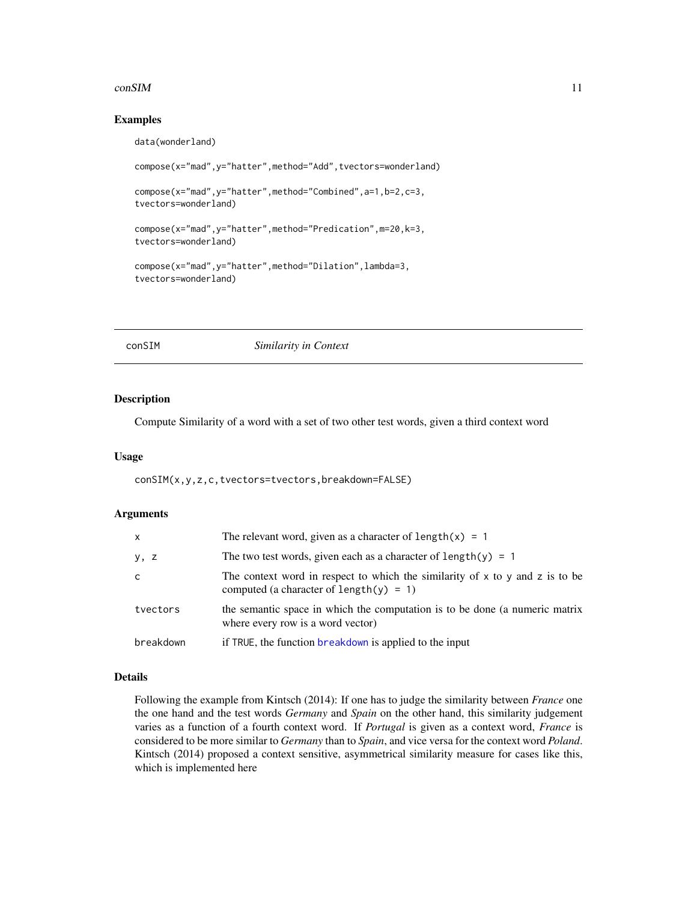## Examples

```
data(wonderland)

compose(x="mad",y="hatter",method="Add",tvectors=wonderland)

compose(x="mad",y="hatter",method="Combined",a=1,b=2,c=3,
tvectors=wonderland)

compose(x="mad",y="hatter",method="Predication",m=20,k=3,
tvectors=wonderland)

compose(x="mad",y="hatter",method="Dilation",lambda=3,
tvectors=wonderland)
```

---

# conSIM *Similarity in Context*

## Description

Compute Similarity of a word with a set of two other test words, given a third context word

## Usage

```
conSIM(x,y,z,c,tvectors=tvectors,breakdown=FALSE)
```

## Arguments

| | |
|---|---|
| `x` | The relevant word, given as a character of `length(x) = 1` |
| `y, z` | The two test words, given each as a character of `length(y) = 1` |
| `c` | The context word in respect to which the similarity of `x` to `y` and `z` is to be computed (a character of `length(y) = 1`) |
| `tvectors` | the semantic space in which the computation is to be done (a numeric matrix where every row is a word vector) |
| `breakdown` | if `TRUE`, the function `breakdown` is applied to the input |

## Details

Following the example from Kintsch (2014): If one has to judge the similarity between *France* one the one hand and the test words *Germany* and *Spain* on the other hand, this similarity judgement varies as a function of a fourth context word. If *Portugal* is given as a context word, *France* is considered to be more similar to *Germany* than to *Spain*, and vice versa for the context word *Poland*. Kintsch (2014) proposed a context sensitive, asymmetrical similarity measure for cases like this, which is implemented here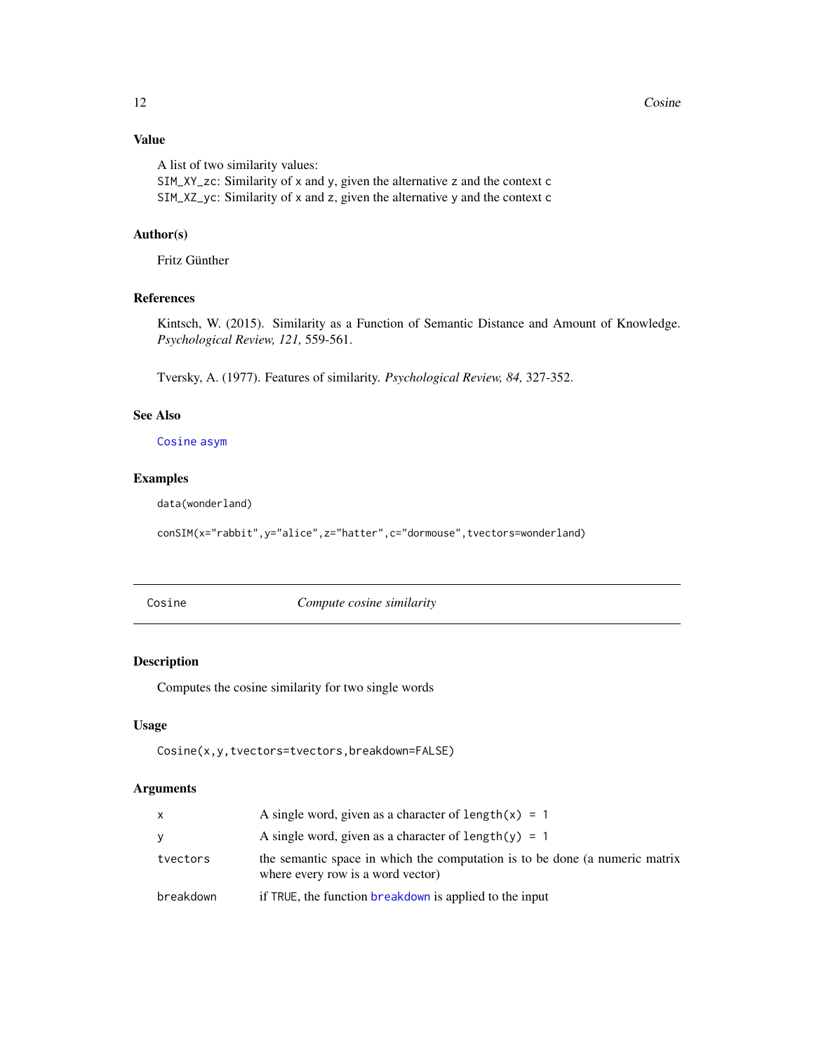### Value

A list of two similarity values:
`SIM_XY_zc`: Similarity of `x` and `y`, given the alternative `z` and the context `c`
`SIM_XZ_yc`: Similarity of `x` and `z`, given the alternative `y` and the context `c`

### Author(s)

Fritz Günther

### References

Kintsch, W. (2015). Similarity as a Function of Semantic Distance and Amount of Knowledge. *Psychological Review, 121,* 559-561.

Tversky, A. (1977). Features of similarity. *Psychological Review, 84,* 327-352.

### See Also

`Cosine` `asym`

### Examples

```
data(wonderland)

conSIM(x="rabbit",y="alice",z="hatter",c="dormouse",tvectors=wonderland)
```

---

## Cosine — *Compute cosine similarity*

---

### Description

Computes the cosine similarity for two single words

### Usage

```
Cosine(x,y,tvectors=tvectors,breakdown=FALSE)
```

### Arguments

| | |
|---|---|
| `x` | A single word, given as a character of `length(x) = 1` |
| `y` | A single word, given as a character of `length(y) = 1` |
| `tvectors` | the semantic space in which the computation is to be done (a numeric matrix where every row is a word vector) |
| `breakdown` | if `TRUE`, the function `breakdown` is applied to the input |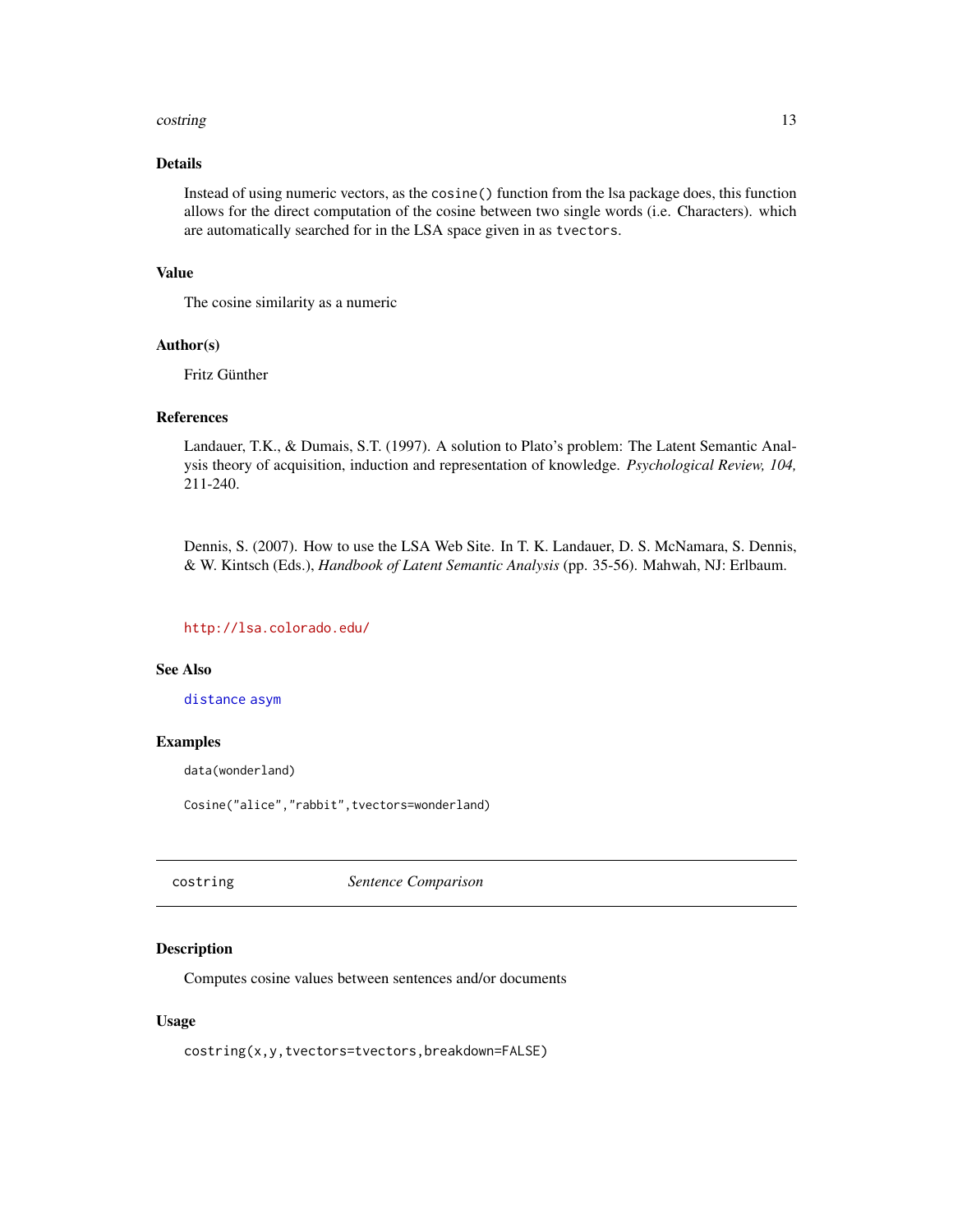### Details

Instead of using numeric vectors, as the `cosine()` function from the lsa package does, this function allows for the direct computation of the cosine between two single words (i.e. Characters). which are automatically searched for in the LSA space given in as `tvectors`.

### Value

The cosine similarity as a numeric

### Author(s)

Fritz Günther

### References

Landauer, T.K., & Dumais, S.T. (1997). A solution to Plato's problem: The Latent Semantic Analysis theory of acquisition, induction and representation of knowledge. *Psychological Review, 104,* 211-240.

Dennis, S. (2007). How to use the LSA Web Site. In T. K. Landauer, D. S. McNamara, S. Dennis, & W. Kintsch (Eds.), *Handbook of Latent Semantic Analysis* (pp. 35-56). Mahwah, NJ: Erlbaum.

http://lsa.colorado.edu/

### See Also

`distance` `asym`

### Examples

```
data(wonderland)

Cosine("alice","rabbit",tvectors=wonderland)
```

---

## costring *Sentence Comparison*

### Description

Computes cosine values between sentences and/or documents

### Usage

```
costring(x,y,tvectors=tvectors,breakdown=FALSE)
```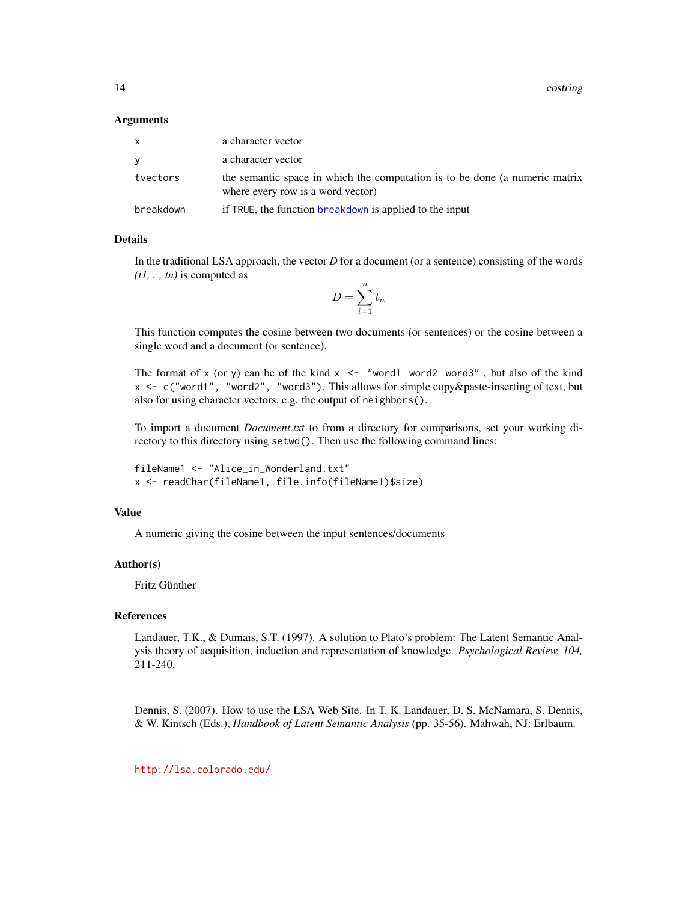### Arguments

| | |
|---|---|
| `x` | a character vector |
| `y` | a character vector |
| `tvectors` | the semantic space in which the computation is to be done (a numeric matrix where every row is a word vector) |
| `breakdown` | if `TRUE`, the function `breakdown` is applied to the input |

### Details

In the traditional LSA approach, the vector *D* for a document (or a sentence) consisting of the words *(t1, . , tn)* is computed as

$$D = \sum_{i=1}^{n} t_n$$

This function computes the cosine between two documents (or sentences) or the cosine between a single word and a document (or sentence).

The format of `x` (or `y`) can be of the kind `x <- "word1 word2 word3"` , but also of the kind `x <- c("word1", "word2", "word3")`. This allows for simple copy&paste-inserting of text, but also for using character vectors, e.g. the output of `neighbors()`.

To import a document *Document.txt* to from a directory for comparisons, set your working directory to this directory using `setwd()`. Then use the following command lines:

```
fileName1 <- "Alice_in_Wonderland.txt"
x <- readChar(fileName1, file.info(fileName1)$size)
```

### Value

A numeric giving the cosine between the input sentences/documents

### Author(s)

Fritz Günther

### References

Landauer, T.K., & Dumais, S.T. (1997). A solution to Plato's problem: The Latent Semantic Analysis theory of acquisition, induction and representation of knowledge. *Psychological Review, 104,* 211-240.

Dennis, S. (2007). How to use the LSA Web Site. In T. K. Landauer, D. S. McNamara, S. Dennis, & W. Kintsch (Eds.), *Handbook of Latent Semantic Analysis* (pp. 35-56). Mahwah, NJ: Erlbaum.

http://lsa.colorado.edu/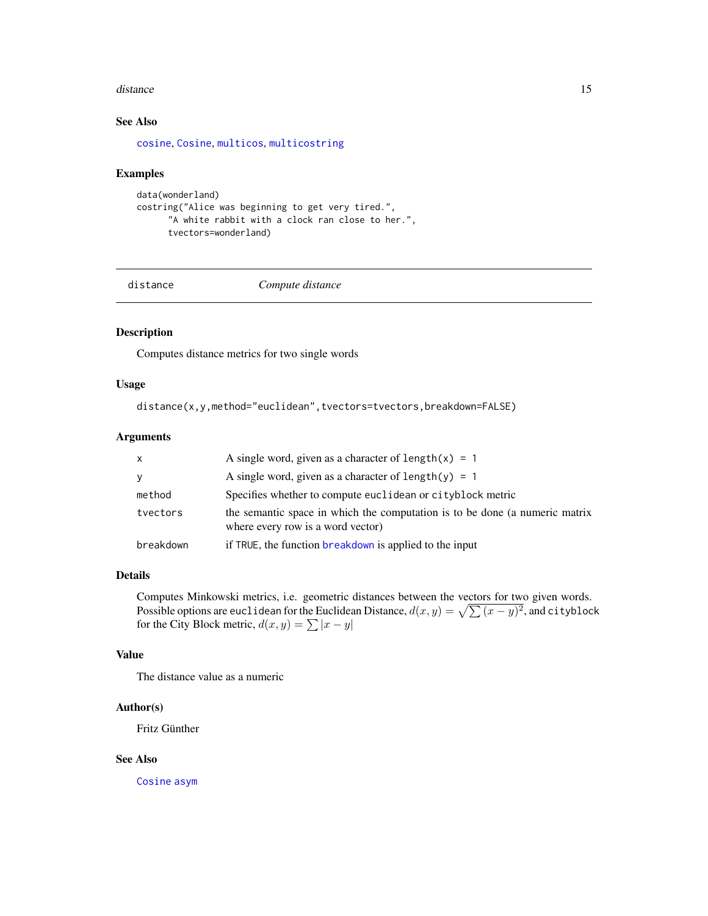## See Also

cosine, Cosine, multicos, multicostring

## Examples

```
data(wonderland)
costring("Alice was beginning to get very tired.",
       "A white rabbit with a clock ran close to her.",
       tvectors=wonderland)
```

---

# distance — *Compute distance*

## Description

Computes distance metrics for two single words

## Usage

```
distance(x,y,method="euclidean",tvectors=tvectors,breakdown=FALSE)
```

## Arguments

| | |
|---|---|
| x | A single word, given as a character of `length(x) = 1` |
| y | A single word, given as a character of `length(y) = 1` |
| method | Specifies whether to compute `euclidean` or `cityblock` metric |
| tvectors | the semantic space in which the computation is to be done (a numeric matrix where every row is a word vector) |
| breakdown | if `TRUE`, the function breakdown is applied to the input |

## Details

Computes Minkowski metrics, i.e. geometric distances between the vectors for two given words. Possible options are `euclidean` for the Euclidean Distance, $d(x,y) = \sqrt{\sum (x-y)^2}$, and `cityblock` for the City Block metric, $d(x,y) = \sum |x-y|$

## Value

The distance value as a numeric

## Author(s)

Fritz Günther

## See Also

Cosine asym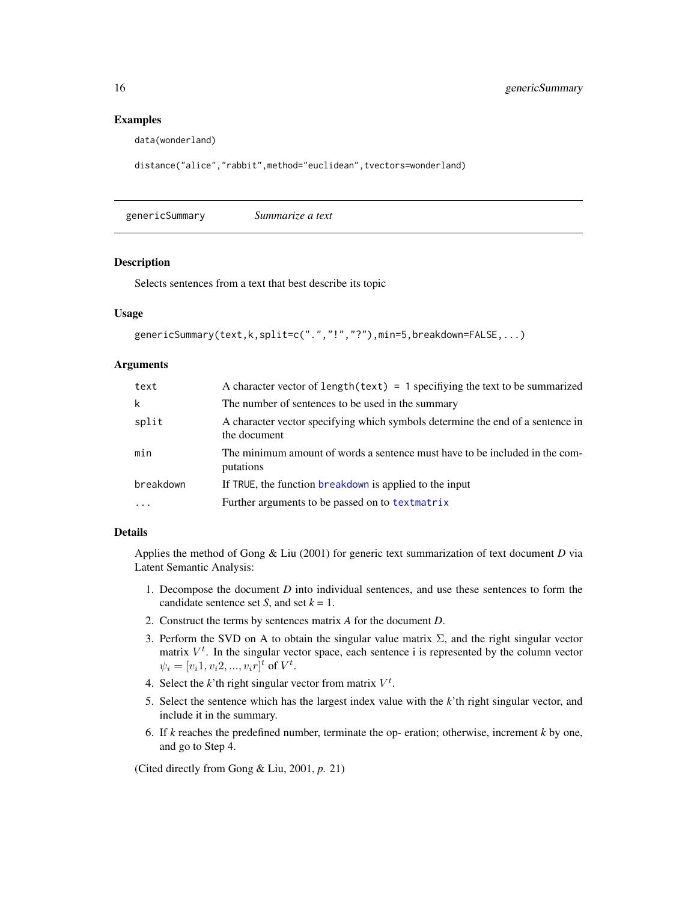### Examples

```
data(wonderland)

distance("alice","rabbit",method="euclidean",tvectors=wonderland)
```

---

## genericSummary *Summarize a text*

---

### Description

Selects sentences from a text that best describe its topic

### Usage

```
genericSummary(text,k,split=c(".","!","?"),min=5,breakdown=FALSE,...)
```

### Arguments

| | |
|---|---|
| `text` | A character vector of `length(text) = 1` specifiying the text to be summarized |
| `k` | The number of sentences to be used in the summary |
| `split` | A character vector specifying which symbols determine the end of a sentence in the document |
| `min` | The minimum amount of words a sentence must have to be included in the computations |
| `breakdown` | If `TRUE`, the function `breakdown` is applied to the input |
| `...` | Further arguments to be passed on to `textmatrix` |

### Details

Applies the method of Gong & Liu (2001) for generic text summarization of text document *D* via Latent Semantic Analysis:

1. Decompose the document *D* into individual sentences, and use these sentences to form the candidate sentence set *S*, and set *k* = 1.
2. Construct the terms by sentences matrix *A* for the document *D*.
3. Perform the SVD on A to obtain the singular value matrix $\Sigma$, and the right singular vector matrix $V^t$. In the singular vector space, each sentence i is represented by the column vector $\psi_i = [v_i 1, v_i 2, ..., v_i r]^t$ of $V^t$.
4. Select the *k*'th right singular vector from matrix $V^t$.
5. Select the sentence which has the largest index value with the *k*'th right singular vector, and include it in the summary.
6. If *k* reaches the predefined number, terminate the op- eration; otherwise, increment *k* by one, and go to Step 4.

(Cited directly from Gong & Liu, 2001, *p.* 21)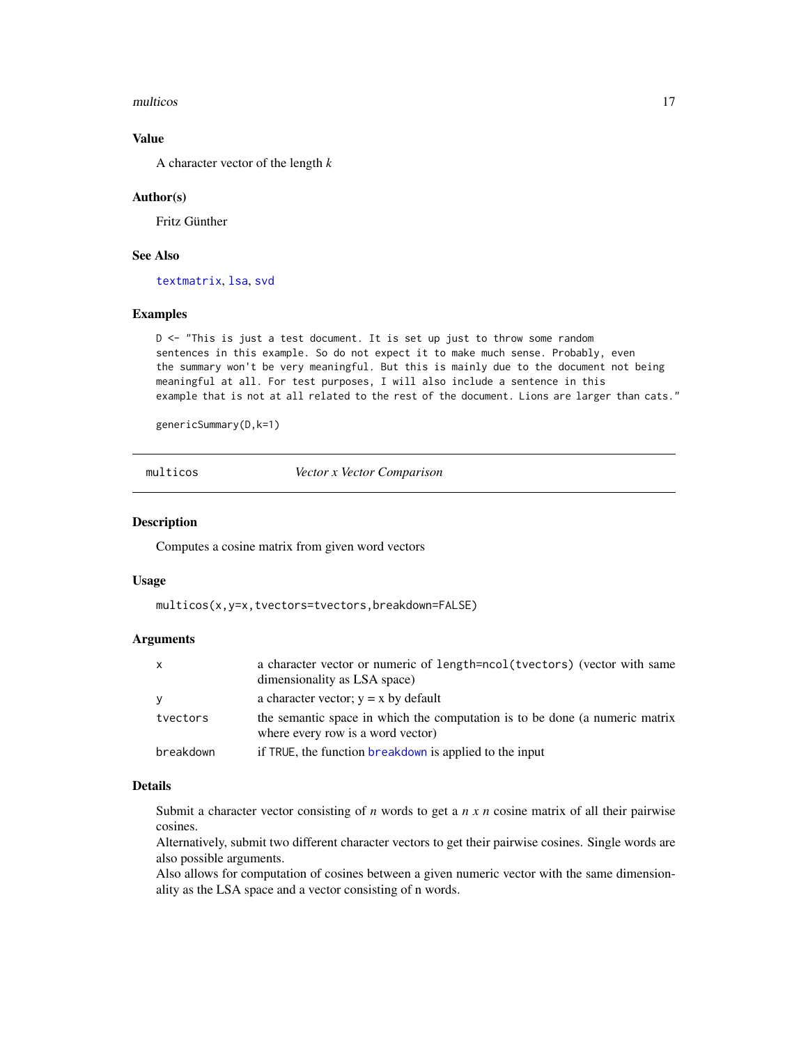### Value

A character vector of the length $k$

### Author(s)

Fritz Günther

### See Also

textmatrix, lsa, svd

### Examples

```
D <- "This is just a test document. It is set up just to throw some random
sentences in this example. So do not expect it to make much sense. Probably, even
the summary won't be very meaningful. But this is mainly due to the document not being
meaningful at all. For test purposes, I will also include a sentence in this
example that is not at all related to the rest of the document. Lions are larger than cats."

genericSummary(D,k=1)
```

---

## multicos — *Vector x Vector Comparison*

### Description

Computes a cosine matrix from given word vectors

### Usage

```
multicos(x,y=x,tvectors=tvectors,breakdown=FALSE)
```

### Arguments

| | |
|---|---|
| x | a character vector or numeric of `length=ncol(tvectors)` (vector with same dimensionality as LSA space) |
| y | a character vector; y = x by default |
| tvectors | the semantic space in which the computation is to be done (a numeric matrix where every row is a word vector) |
| breakdown | if `TRUE`, the function breakdown is applied to the input |

### Details

Submit a character vector consisting of $n$ words to get a $n$ $x$ $n$ cosine matrix of all their pairwise cosines.
Alternatively, submit two different character vectors to get their pairwise cosines. Single words are also possible arguments.
Also allows for computation of cosines between a given numeric vector with the same dimensionality as the LSA space and a vector consisting of n words.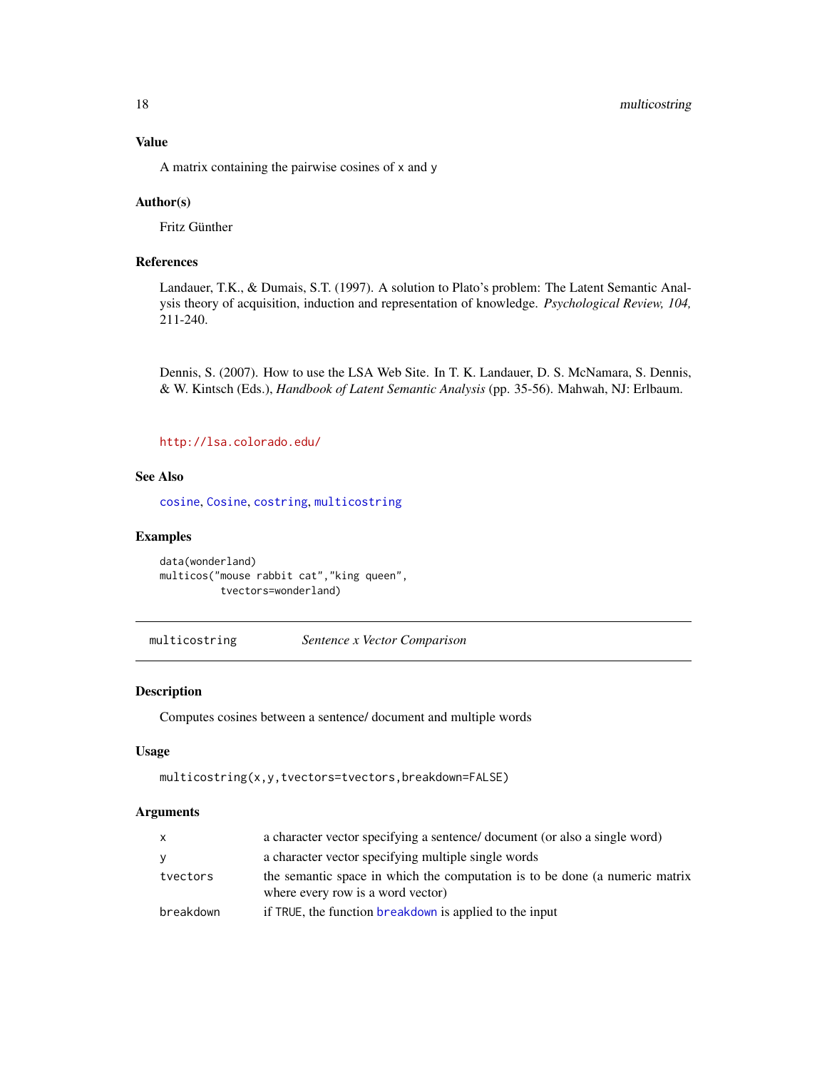### Value

A matrix containing the pairwise cosines of x and y

### Author(s)

Fritz Günther

### References

Landauer, T.K., & Dumais, S.T. (1997). A solution to Plato's problem: The Latent Semantic Analysis theory of acquisition, induction and representation of knowledge. *Psychological Review, 104,* 211-240.

Dennis, S. (2007). How to use the LSA Web Site. In T. K. Landauer, D. S. McNamara, S. Dennis, & W. Kintsch (Eds.), *Handbook of Latent Semantic Analysis* (pp. 35-56). Mahwah, NJ: Erlbaum.

http://lsa.colorado.edu/

### See Also

cosine, Cosine, costring, multicostring

### Examples

```
data(wonderland)
multicos("mouse rabbit cat","king queen",
          tvectors=wonderland)
```

---

## multicostring — *Sentence x Vector Comparison*

### Description

Computes cosines between a sentence/ document and multiple words

### Usage

```
multicostring(x,y,tvectors=tvectors,breakdown=FALSE)
```

### Arguments

| | |
|---|---|
| x | a character vector specifying a sentence/ document (or also a single word) |
| y | a character vector specifying multiple single words |
| tvectors | the semantic space in which the computation is to be done (a numeric matrix where every row is a word vector) |
| breakdown | if TRUE, the function breakdown is applied to the input |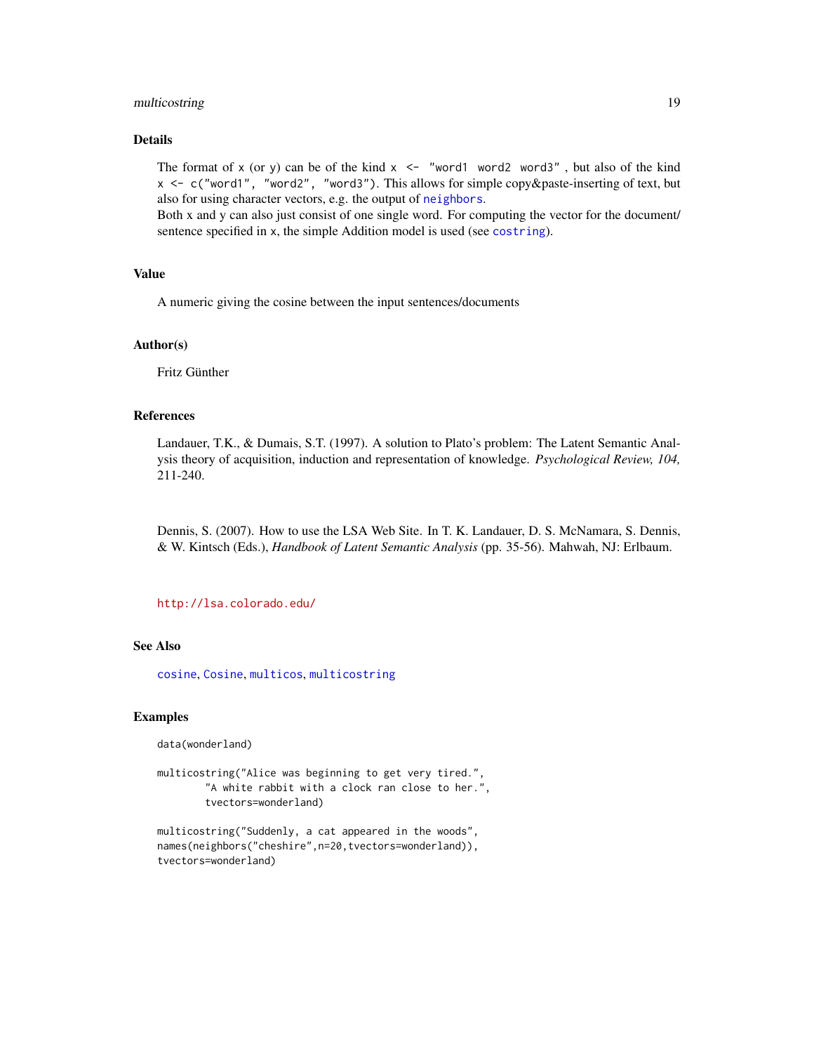## Details

The format of `x` (or `y`) can be of the kind `x <- "word1 word2 word3"` , but also of the kind `x <- c("word1", "word2", "word3")`. This allows for simple copy&paste-inserting of text, but also for using character vectors, e.g. the output of `neighbors`.
Both x and y can also just consist of one single word. For computing the vector for the document/ sentence specified in x, the simple Addition model is used (see `costring`).

## Value

A numeric giving the cosine between the input sentences/documents

## Author(s)

Fritz Günther

## References

Landauer, T.K., & Dumais, S.T. (1997). A solution to Plato's problem: The Latent Semantic Analysis theory of acquisition, induction and representation of knowledge. *Psychological Review, 104,* 211-240.

Dennis, S. (2007). How to use the LSA Web Site. In T. K. Landauer, D. S. McNamara, S. Dennis, & W. Kintsch (Eds.), *Handbook of Latent Semantic Analysis* (pp. 35-56). Mahwah, NJ: Erlbaum.

http://lsa.colorado.edu/

## See Also

`cosine`, `Cosine`, `multicos`, `multicostring`

## Examples

```
data(wonderland)

multicostring("Alice was beginning to get very tired.",
        "A white rabbit with a clock ran close to her.",
        tvectors=wonderland)

multicostring("Suddenly, a cat appeared in the woods",
names(neighbors("cheshire",n=20,tvectors=wonderland)),
tvectors=wonderland)
```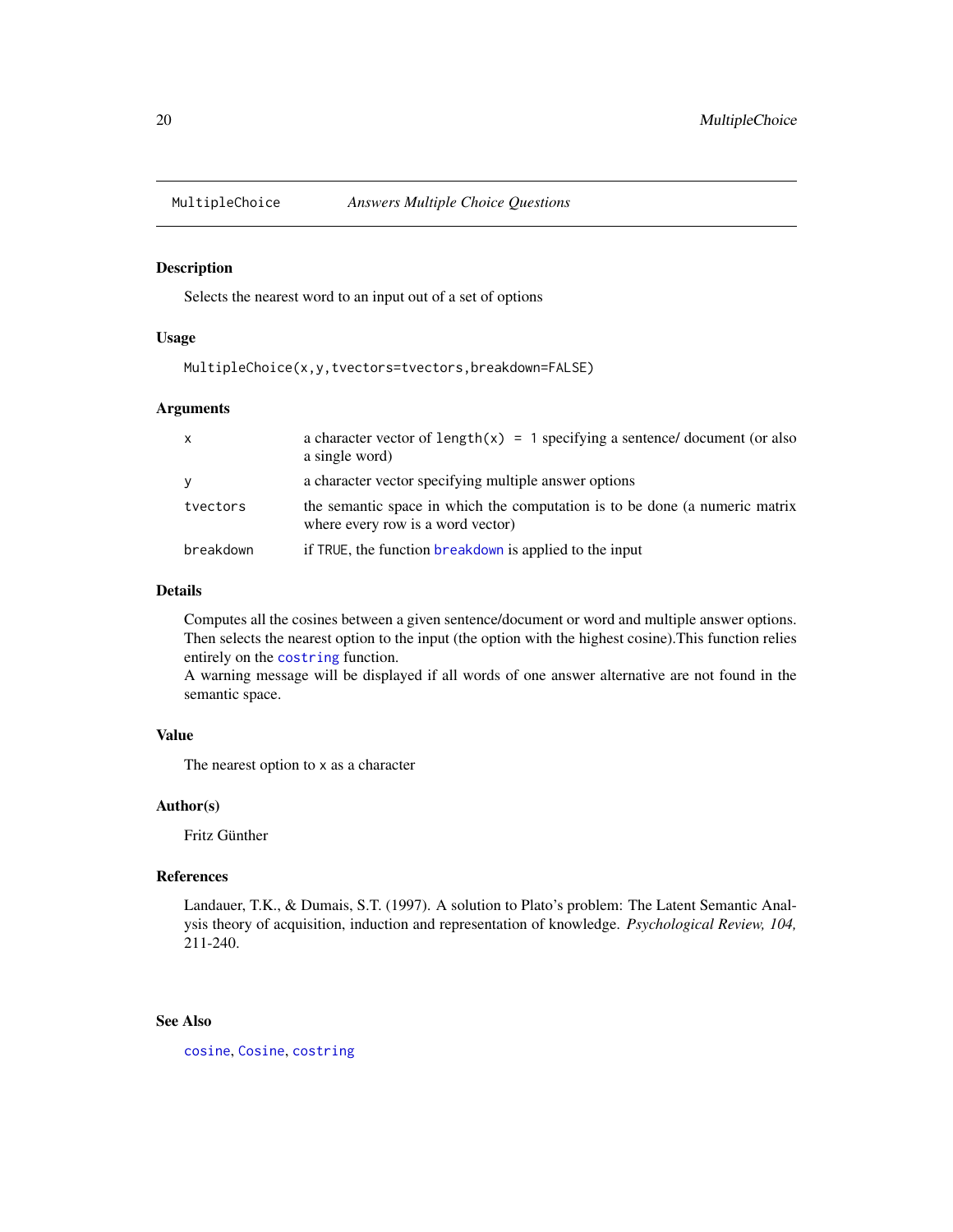MultipleChoice &nbsp;&nbsp;&nbsp;&nbsp; *Answers Multiple Choice Questions*

## Description

Selects the nearest word to an input out of a set of options

## Usage

```
MultipleChoice(x,y,tvectors=tvectors,breakdown=FALSE)
```

## Arguments

| | |
|---|---|
| `x` | a character vector of `length(x) = 1` specifying a sentence/ document (or also a single word) |
| `y` | a character vector specifying multiple answer options |
| `tvectors` | the semantic space in which the computation is to be done (a numeric matrix where every row is a word vector) |
| `breakdown` | if `TRUE`, the function `breakdown` is applied to the input |

## Details

Computes all the cosines between a given sentence/document or word and multiple answer options. Then selects the nearest option to the input (the option with the highest cosine).This function relies entirely on the `costring` function.
A warning message will be displayed if all words of one answer alternative are not found in the semantic space.

## Value

The nearest option to `x` as a character

## Author(s)

Fritz Günther

## References

Landauer, T.K., & Dumais, S.T. (1997). A solution to Plato's problem: The Latent Semantic Analysis theory of acquisition, induction and representation of knowledge. *Psychological Review, 104,* 211-240.

## See Also

`cosine`, `Cosine`, `costring`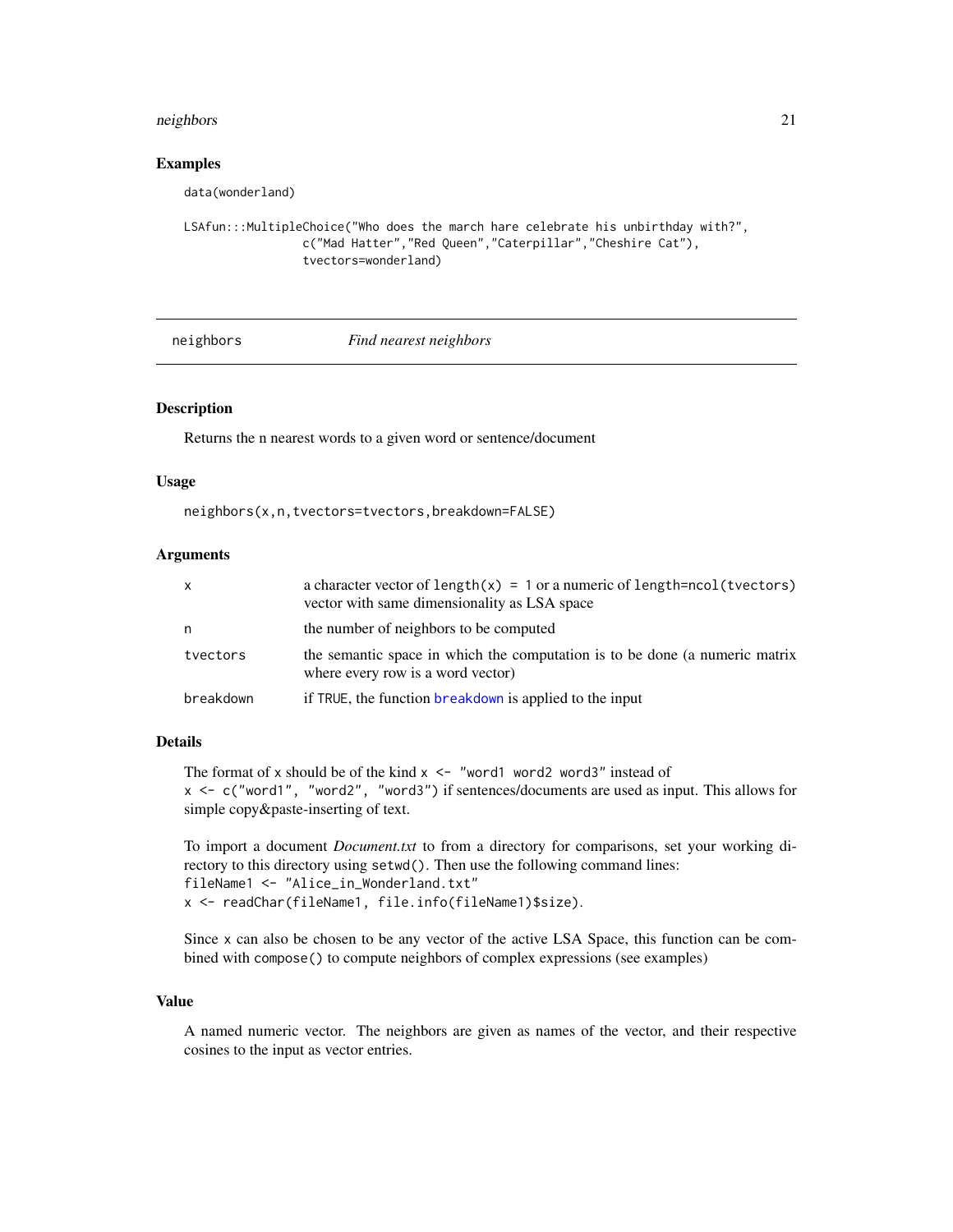## Examples

```
data(wonderland)

LSAfun::MultipleChoice("Who does the march hare celebrate his unbirthday with?",
                c("Mad Hatter","Red Queen","Caterpillar","Cheshire Cat"),
                tvectors=wonderland)
```

---

# neighbors &nbsp;&nbsp;&nbsp;&nbsp; *Find nearest neighbors*

---

### Description

Returns the n nearest words to a given word or sentence/document

### Usage

```
neighbors(x,n,tvectors=tvectors,breakdown=FALSE)
```

### Arguments

| | |
|---|---|
| `x` | a character vector of `length(x) = 1` or a numeric of `length=ncol(tvectors)` vector with same dimensionality as LSA space |
| `n` | the number of neighbors to be computed |
| `tvectors` | the semantic space in which the computation is to be done (a numeric matrix where every row is a word vector) |
| `breakdown` | if `TRUE`, the function `breakdown` is applied to the input |

### Details

The format of `x` should be of the kind `x <- "word1 word2 word3"` instead of `x <- c("word1", "word2", "word3")` if sentences/documents are used as input. This allows for simple copy&paste-inserting of text.

To import a document *Document.txt* to from a directory for comparisons, set your working directory to this directory using `setwd()`. Then use the following command lines:
`fileName1 <- "Alice_in_Wonderland.txt"`
`x <- readChar(fileName1, file.info(fileName1)$size)`.

Since `x` can also be chosen to be any vector of the active LSA Space, this function can be combined with `compose()` to compute neighbors of complex expressions (see examples)

### Value

A named numeric vector. The neighbors are given as names of the vector, and their respective cosines to the input as vector entries.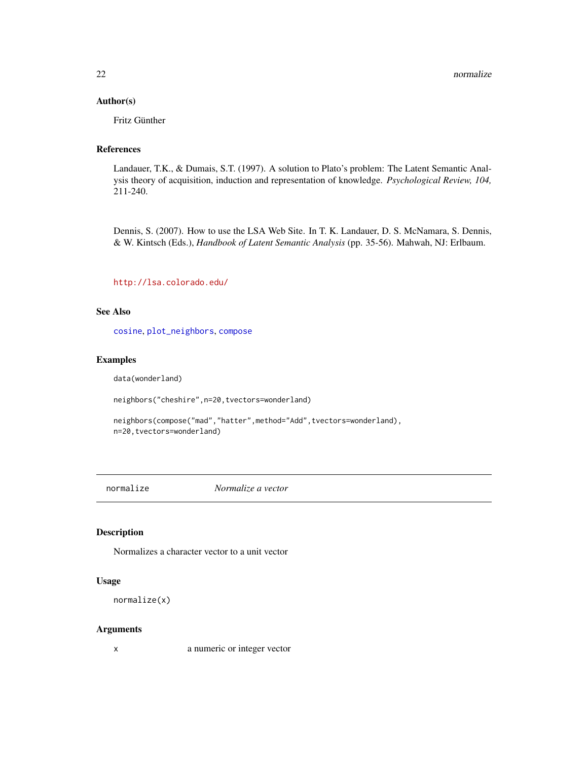### Author(s)

Fritz Günther

### References

Landauer, T.K., & Dumais, S.T. (1997). A solution to Plato's problem: The Latent Semantic Analysis theory of acquisition, induction and representation of knowledge. *Psychological Review, 104,* 211-240.

Dennis, S. (2007). How to use the LSA Web Site. In T. K. Landauer, D. S. McNamara, S. Dennis, & W. Kintsch (Eds.), *Handbook of Latent Semantic Analysis* (pp. 35-56). Mahwah, NJ: Erlbaum.

http://lsa.colorado.edu/

### See Also

cosine, plot_neighbors, compose

### Examples

```
data(wonderland)

neighbors("cheshire",n=20,tvectors=wonderland)

neighbors(compose("mad","hatter",method="Add",tvectors=wonderland),
n=20,tvectors=wonderland)
```

---

## normalize — *Normalize a vector*

### Description

Normalizes a character vector to a unit vector

### Usage

```
normalize(x)
```

### Arguments

| | |
|---|---|
| x | a numeric or integer vector |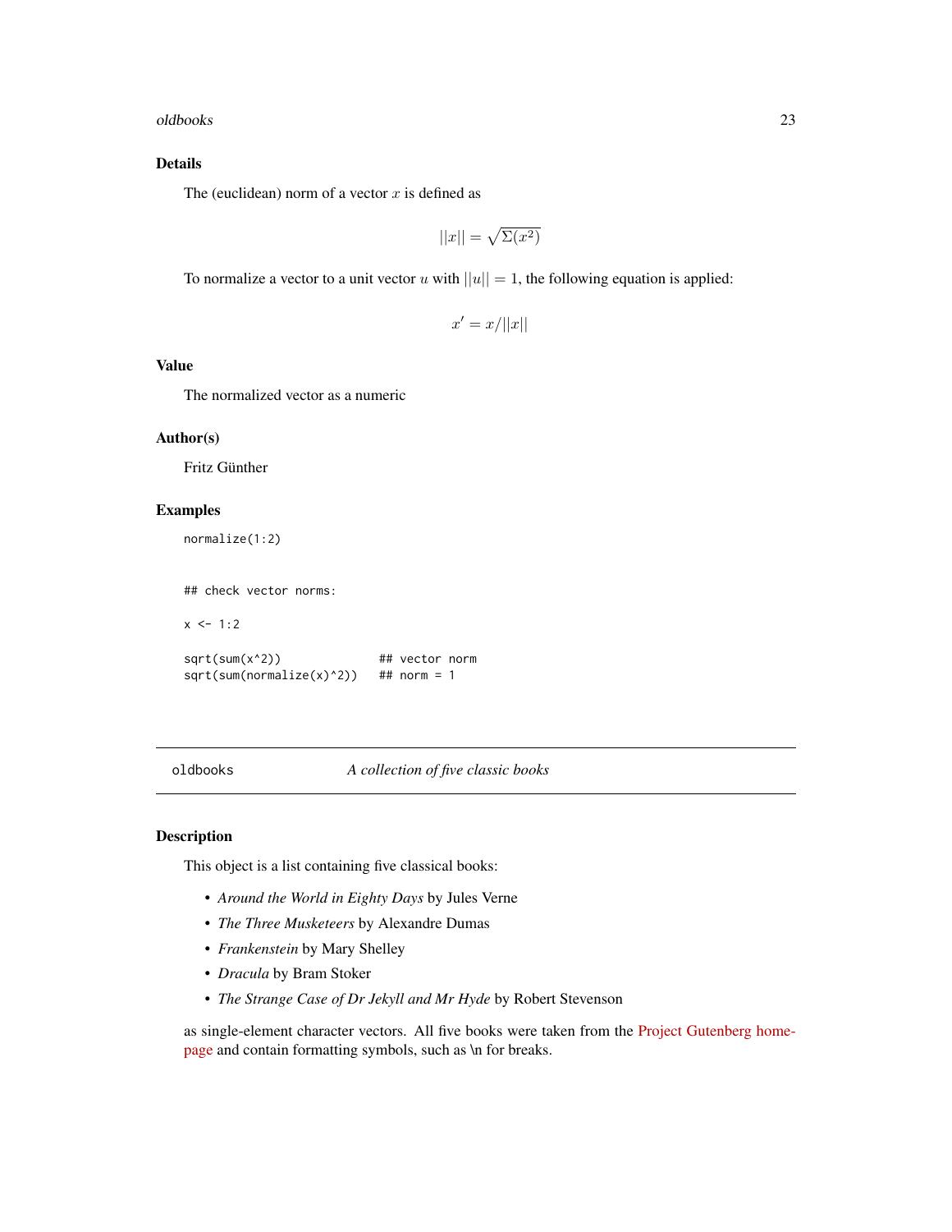### Details

The (euclidean) norm of a vector $x$ is defined as

$$||x|| = \sqrt{\Sigma(x^2)}$$

To normalize a vector to a unit vector $u$ with $||u|| = 1$, the following equation is applied:

$$x' = x/||x||$$

### Value

The normalized vector as a numeric

### Author(s)

Fritz Günther

### Examples

```
normalize(1:2)


## check vector norms:

x <- 1:2

sqrt(sum(x^2))              ## vector norm
sqrt(sum(normalize(x)^2))   ## norm = 1
```

---

## oldbooks — *A collection of five classic books*

---

### Description

This object is a list containing five classical books:

- *Around the World in Eighty Days* by Jules Verne
- *The Three Musketeers* by Alexandre Dumas
- *Frankenstein* by Mary Shelley
- *Dracula* by Bram Stoker
- *The Strange Case of Dr Jekyll and Mr Hyde* by Robert Stevenson

as single-element character vectors. All five books were taken from the Project Gutenberg homepage and contain formatting symbols, such as \n for breaks.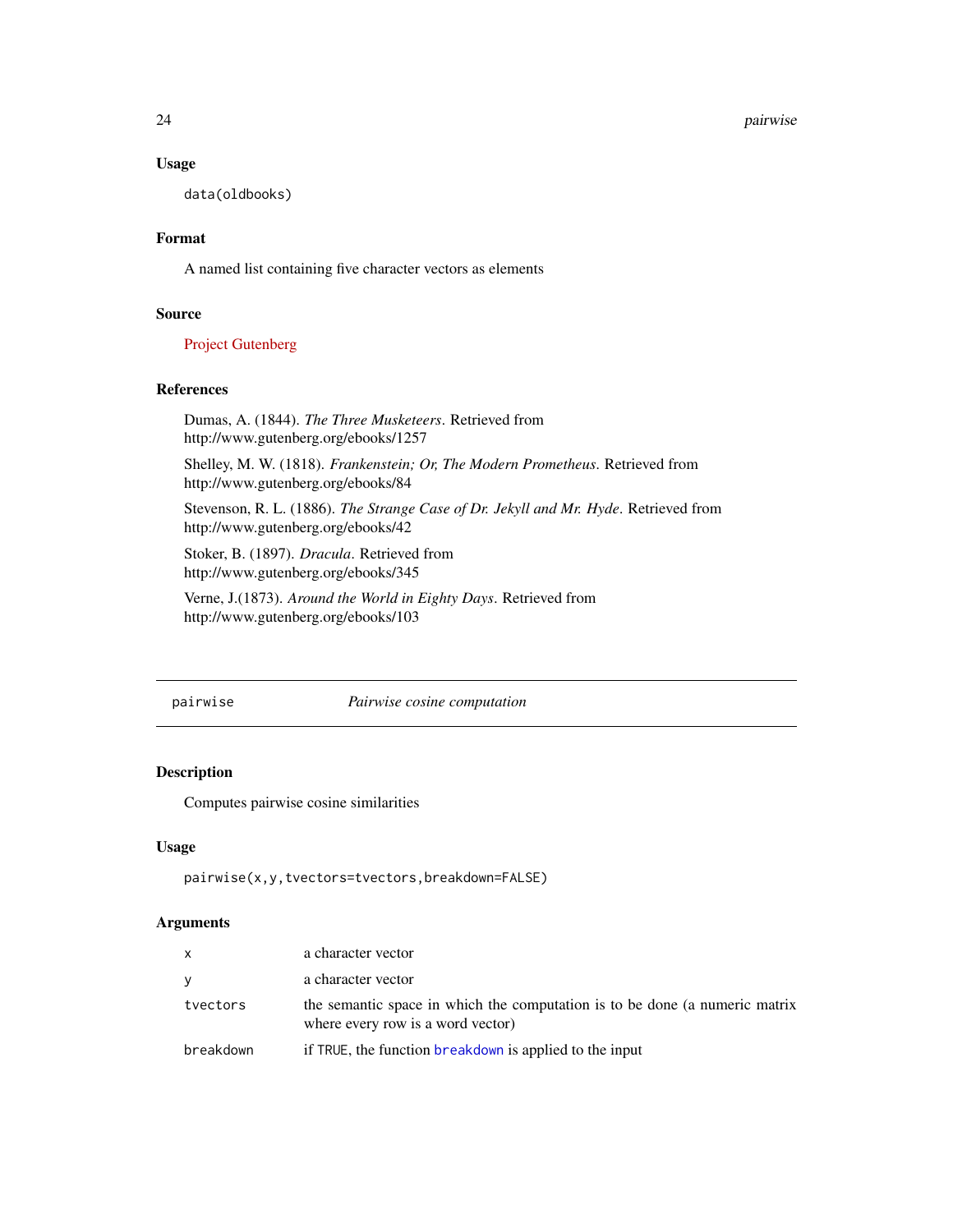### Usage

```
data(oldbooks)
```

### Format

A named list containing five character vectors as elements

### Source

Project Gutenberg

### References

Dumas, A. (1844). *The Three Musketeers*. Retrieved from http://www.gutenberg.org/ebooks/1257

Shelley, M. W. (1818). *Frankenstein; Or, The Modern Prometheus*. Retrieved from http://www.gutenberg.org/ebooks/84

Stevenson, R. L. (1886). *The Strange Case of Dr. Jekyll and Mr. Hyde*. Retrieved from http://www.gutenberg.org/ebooks/42

Stoker, B. (1897). *Dracula*. Retrieved from http://www.gutenberg.org/ebooks/345

Verne, J.(1873). *Around the World in Eighty Days*. Retrieved from http://www.gutenberg.org/ebooks/103

---

## pairwise — *Pairwise cosine computation*

### Description

Computes pairwise cosine similarities

### Usage

```
pairwise(x,y,tvectors=tvectors,breakdown=FALSE)
```

### Arguments

| | |
|---|---|
| x | a character vector |
| y | a character vector |
| tvectors | the semantic space in which the computation is to be done (a numeric matrix where every row is a word vector) |
| breakdown | if TRUE, the function breakdown is applied to the input |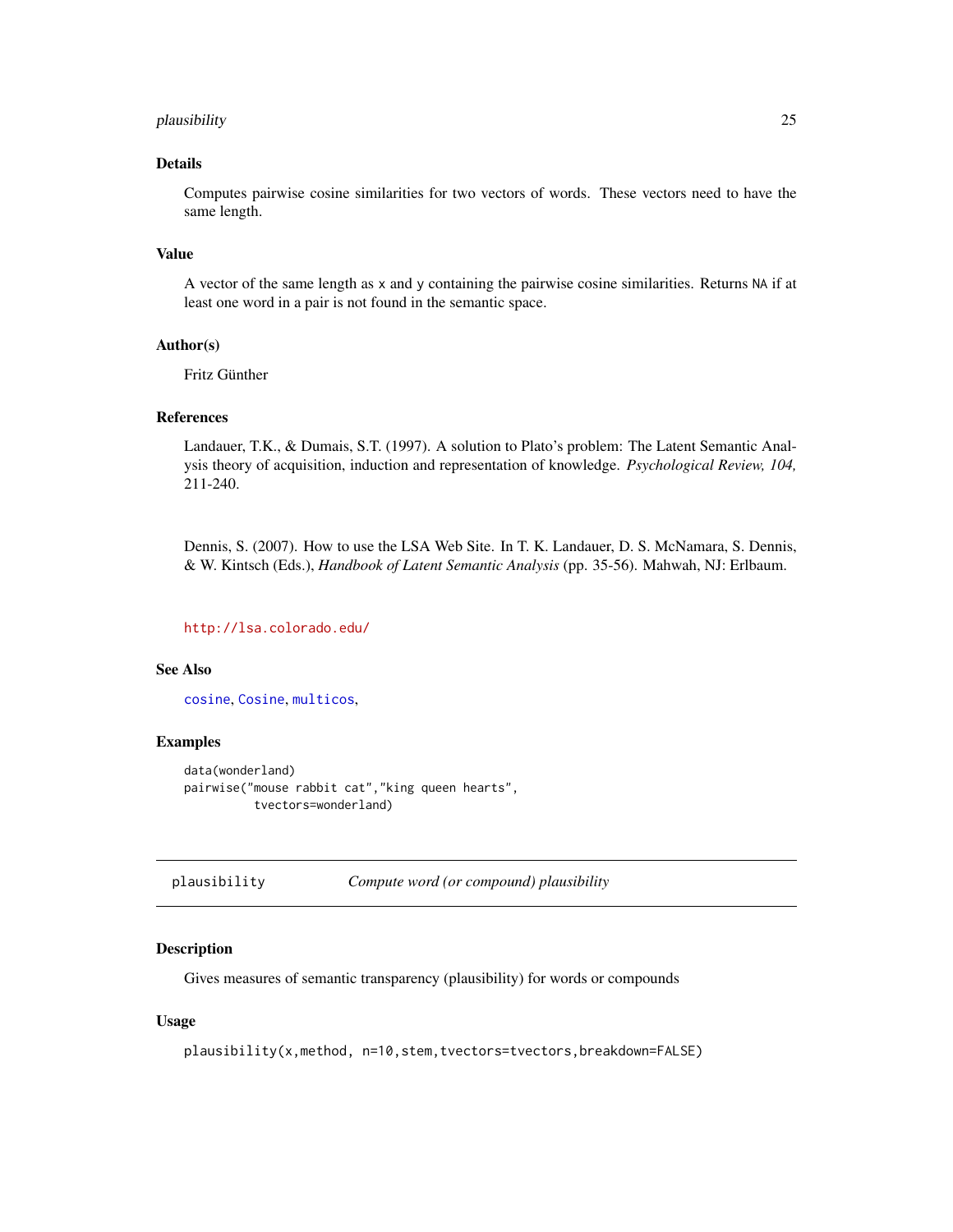### Details

Computes pairwise cosine similarities for two vectors of words. These vectors need to have the same length.

### Value

A vector of the same length as `x` and `y` containing the pairwise cosine similarities. Returns `NA` if at least one word in a pair is not found in the semantic space.

### Author(s)

Fritz Günther

### References

Landauer, T.K., & Dumais, S.T. (1997). A solution to Plato's problem: The Latent Semantic Analysis theory of acquisition, induction and representation of knowledge. *Psychological Review, 104,* 211-240.

Dennis, S. (2007). How to use the LSA Web Site. In T. K. Landauer, D. S. McNamara, S. Dennis, & W. Kintsch (Eds.), *Handbook of Latent Semantic Analysis* (pp. 35-56). Mahwah, NJ: Erlbaum.

http://lsa.colorado.edu/

### See Also

`cosine`, `Cosine`, `multicos`,

### Examples

```
data(wonderland)
pairwise("mouse rabbit cat","king queen hearts",
         tvectors=wonderland)
```

---

## plausibility — *Compute word (or compound) plausibility*

### Description

Gives measures of semantic transparency (plausibility) for words or compounds

### Usage

```
plausibility(x,method, n=10,stem,tvectors=tvectors,breakdown=FALSE)
```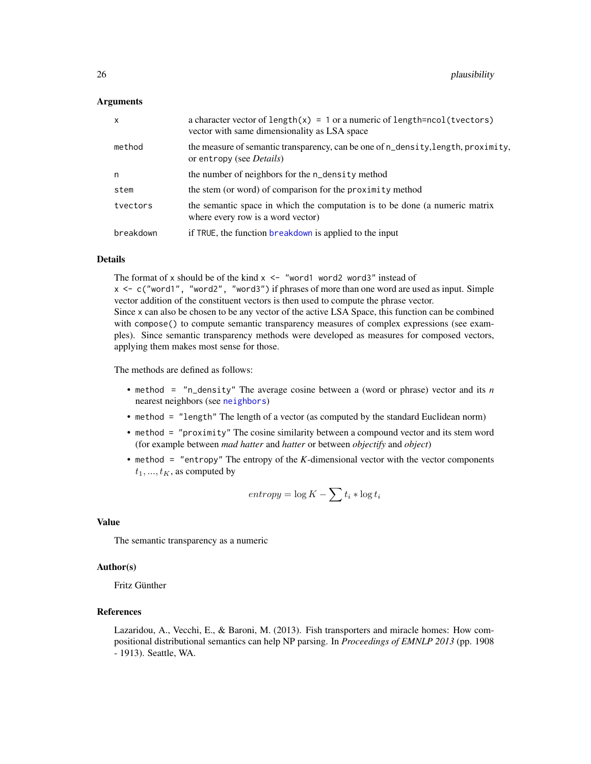### Arguments

| | |
|---|---|
| `x` | a character vector of `length(x) = 1` or a numeric of `length=ncol(tvectors)` vector with same dimensionality as LSA space |
| `method` | the measure of semantic transparency, can be one of `n_density`,`length`, `proximity`, or `entropy` (see *Details*) |
| `n` | the number of neighbors for the `n_density` method |
| `stem` | the stem (or word) of comparison for the `proximity` method |
| `tvectors` | the semantic space in which the computation is to be done (a numeric matrix where every row is a word vector) |
| `breakdown` | if `TRUE`, the function `breakdown` is applied to the input |

### Details

The format of `x` should be of the kind `x <- "word1 word2 word3"` instead of `x <- c("word1", "word2", "word3")` if phrases of more than one word are used as input. Simple vector addition of the constituent vectors is then used to compute the phrase vector.
Since `x` can also be chosen to be any vector of the active LSA Space, this function can be combined with `compose()` to compute semantic transparency measures of complex expressions (see examples). Since semantic transparency methods were developed as measures for composed vectors, applying them makes most sense for those.

The methods are defined as follows:

- `method = "n_density"` The average cosine between a (word or phrase) vector and its *n* nearest neighbors (see `neighbors`)
- `method = "length"` The length of a vector (as computed by the standard Euclidean norm)
- `method = "proximity"` The cosine similarity between a compound vector and its stem word (for example between *mad hatter* and *hatter* or between *objectify* and *object*)
- `method = "entropy"` The entropy of the *K*-dimensional vector with the vector components $t_1, ..., t_K$, as computed by

$$entropy = \log K - \sum t_i * \log t_i$$

### Value

The semantic transparency as a numeric

### Author(s)

Fritz Günther

### References

Lazaridou, A., Vecchi, E., & Baroni, M. (2013). Fish transporters and miracle homes: How compositional distributional semantics can help NP parsing. In *Proceedings of EMNLP 2013* (pp. 1908 - 1913). Seattle, WA.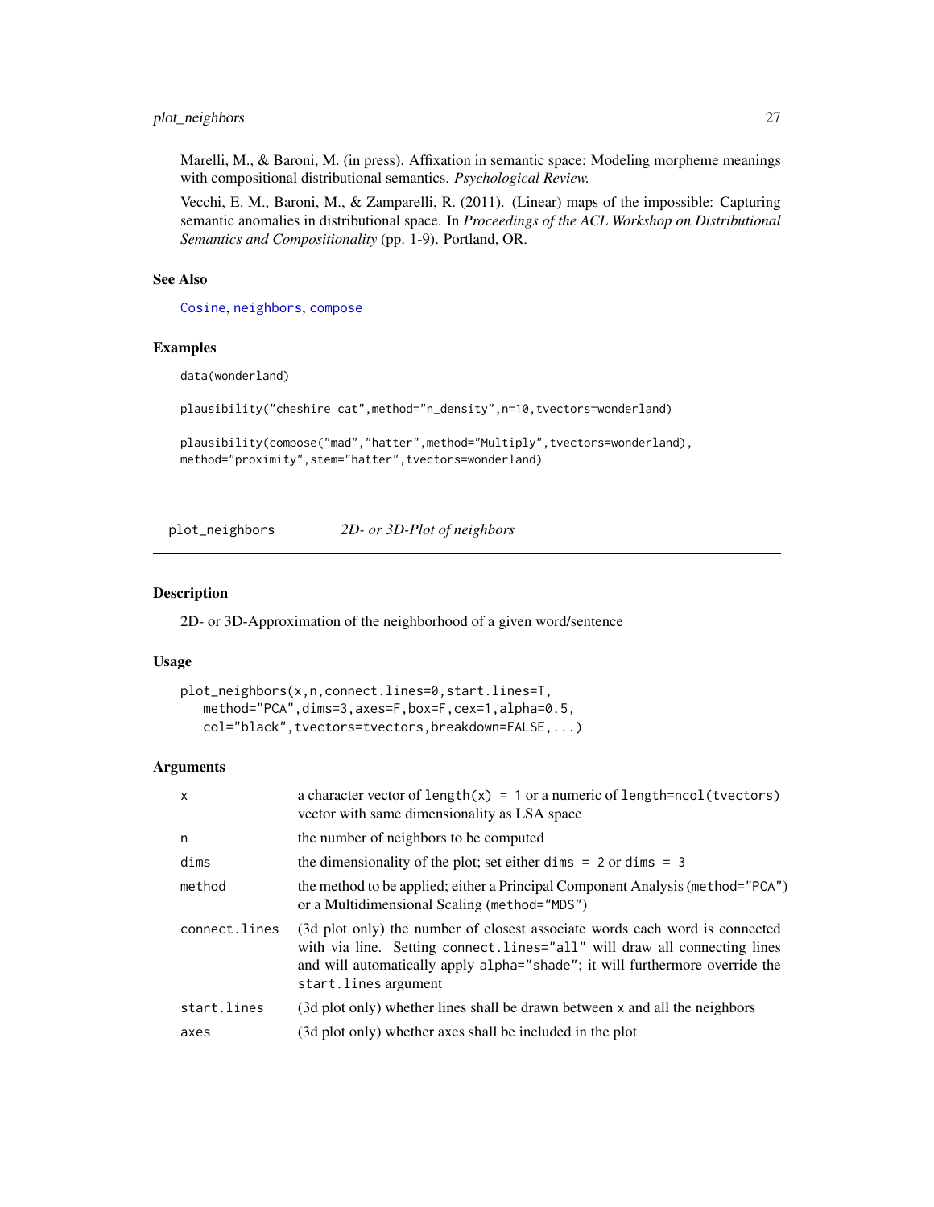Marelli, M., & Baroni, M. (in press). Affixation in semantic space: Modeling morpheme meanings with compositional distributional semantics. *Psychological Review.*

Vecchi, E. M., Baroni, M., & Zamparelli, R. (2011). (Linear) maps of the impossible: Capturing semantic anomalies in distributional space. In *Proceedings of the ACL Workshop on Distributional Semantics and Compositionality* (pp. 1-9). Portland, OR.

### See Also

Cosine, neighbors, compose

### Examples

```
data(wonderland)

plausibility("cheshire cat",method="n_density",n=10,tvectors=wonderland)

plausibility(compose("mad","hatter",method="Multiply",tvectors=wonderland),
method="proximity",stem="hatter",tvectors=wonderland)
```

---

## plot_neighbors — *2D- or 3D-Plot of neighbors*

### Description

2D- or 3D-Approximation of the neighborhood of a given word/sentence

### Usage

```
plot_neighbors(x,n,connect.lines=0,start.lines=T,
   method="PCA",dims=3,axes=F,box=F,cex=1,alpha=0.5,
   col="black",tvectors=tvectors,breakdown=FALSE,...)
```

### Arguments

| | |
|---|---|
| x | a character vector of `length(x) = 1` or a numeric of `length=ncol(tvectors)` vector with same dimensionality as LSA space |
| n | the number of neighbors to be computed |
| dims | the dimensionality of the plot; set either `dims = 2` or `dims = 3` |
| method | the method to be applied; either a Principal Component Analysis (`method="PCA"`) or a Multidimensional Scaling (`method="MDS"`) |
| connect.lines | (3d plot only) the number of closest associate words each word is connected with via line. Setting `connect.lines="all"` will draw all connecting lines and will automatically apply `alpha="shade"`; it will furthermore override the `start.lines` argument |
| start.lines | (3d plot only) whether lines shall be drawn between x and all the neighbors |
| axes | (3d plot only) whether axes shall be included in the plot |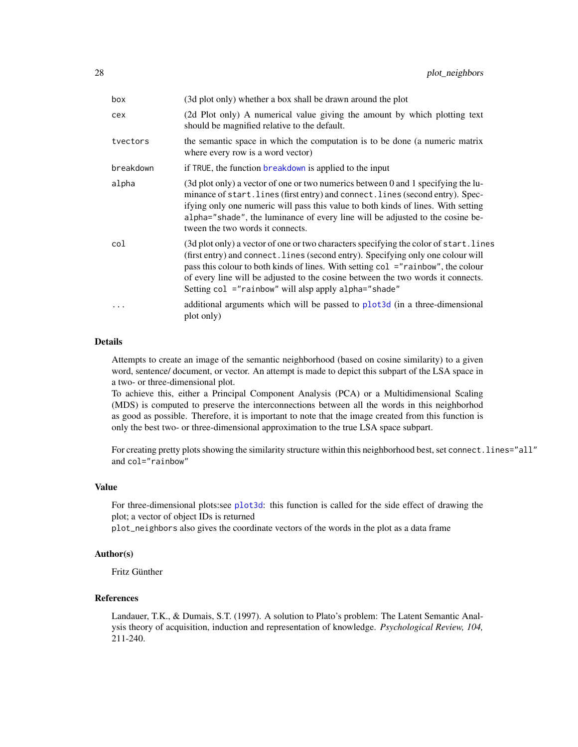| | |
|---|---|
| `box` | (3d plot only) whether a box shall be drawn around the plot |
| `cex` | (2d Plot only) A numerical value giving the amount by which plotting text should be magnified relative to the default. |
| `tvectors` | the semantic space in which the computation is to be done (a numeric matrix where every row is a word vector) |
| `breakdown` | if `TRUE`, the function `breakdown` is applied to the input |
| `alpha` | (3d plot only) a vector of one or two numerics between 0 and 1 specifying the luminance of `start.lines` (first entry) and `connect.lines` (second entry). Specifying only one numeric will pass this value to both kinds of lines. With setting `alpha="shade"`, the luminance of every line will be adjusted to the cosine between the two words it connects. |
| `col` | (3d plot only) a vector of one or two characters specifying the color of `start.lines` (first entry) and `connect.lines` (second entry). Specifying only one colour will pass this colour to both kinds of lines. With setting `col ="rainbow"`, the colour of every line will be adjusted to the cosine between the two words it connects. Setting `col ="rainbow"` will alsp apply `alpha="shade"` |
| `...` | additional arguments which will be passed to `plot3d` (in a three-dimensional plot only) |

### Details

Attempts to create an image of the semantic neighborhood (based on cosine similarity) to a given word, sentence/ document, or vector. An attempt is made to depict this subpart of the LSA space in a two- or three-dimensional plot.
To achieve this, either a Principal Component Analysis (PCA) or a Multidimensional Scaling (MDS) is computed to preserve the interconnections between all the words in this neighborhod as good as possible. Therefore, it is important to note that the image created from this function is only the best two- or three-dimensional approximation to the true LSA space subpart.

For creating pretty plots showing the similarity structure within this neighborhood best, set `connect.lines="all"` and `col="rainbow"`

### Value

For three-dimensional plots:see `plot3d`: this function is called for the side effect of drawing the plot; a vector of object IDs is returned
`plot_neighbors` also gives the coordinate vectors of the words in the plot as a data frame

### Author(s)

Fritz Günther

### References

Landauer, T.K., & Dumais, S.T. (1997). A solution to Plato's problem: The Latent Semantic Analysis theory of acquisition, induction and representation of knowledge. *Psychological Review, 104,* 211-240.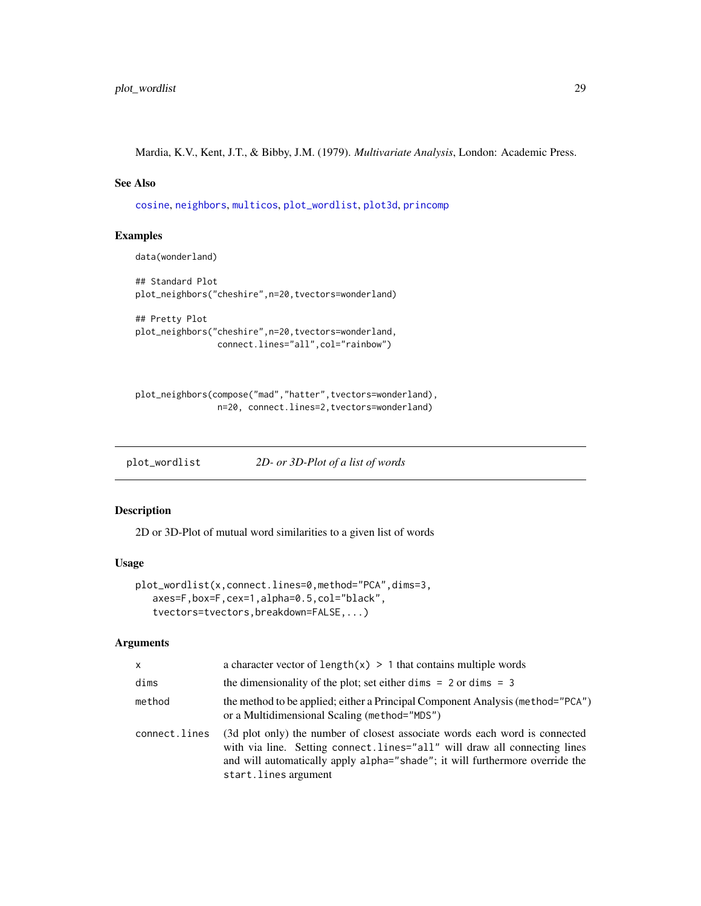Mardia, K.V., Kent, J.T., & Bibby, J.M. (1979). *Multivariate Analysis*, London: Academic Press.

### See Also

cosine, neighbors, multicos, plot_wordlist, plot3d, princomp

### Examples

```
data(wonderland)

## Standard Plot
plot_neighbors("cheshire",n=20,tvectors=wonderland)

## Pretty Plot
plot_neighbors("cheshire",n=20,tvectors=wonderland,
               connect.lines="all",col="rainbow")



plot_neighbors(compose("mad","hatter",tvectors=wonderland),
               n=20, connect.lines=2,tvectors=wonderland)
```

---

## plot_wordlist — *2D- or 3D-Plot of a list of words*

### Description

2D or 3D-Plot of mutual word similarities to a given list of words

### Usage

```
plot_wordlist(x,connect.lines=0,method="PCA",dims=3,
   axes=F,box=F,cex=1,alpha=0.5,col="black",
   tvectors=tvectors,breakdown=FALSE,...)
```

### Arguments

| | |
|---|---|
| x | a character vector of `length(x) > 1` that contains multiple words |
| dims | the dimensionality of the plot; set either `dims = 2` or `dims = 3` |
| method | the method to be applied; either a Principal Component Analysis (`method="PCA"`) or a Multidimensional Scaling (`method="MDS"`) |
| connect.lines | (3d plot only) the number of closest associate words each word is connected with via line. Setting `connect.lines="all"` will draw all connecting lines and will automatically apply `alpha="shade"`; it will furthermore override the `start.lines` argument |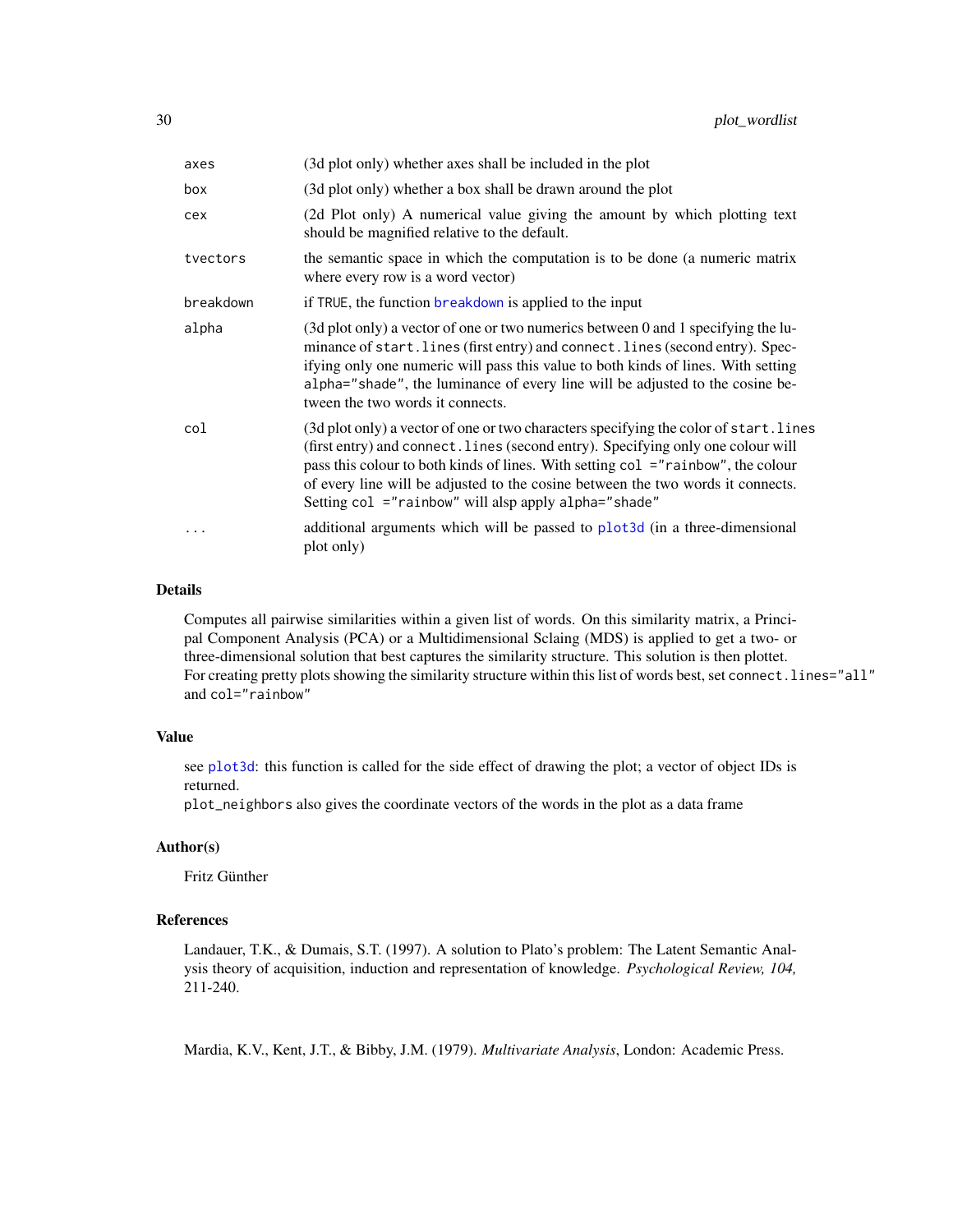| | |
|---|---|
| `axes` | (3d plot only) whether axes shall be included in the plot |
| `box` | (3d plot only) whether a box shall be drawn around the plot |
| `cex` | (2d Plot only) A numerical value giving the amount by which plotting text should be magnified relative to the default. |
| `tvectors` | the semantic space in which the computation is to be done (a numeric matrix where every row is a word vector) |
| `breakdown` | if `TRUE`, the function `breakdown` is applied to the input |
| `alpha` | (3d plot only) a vector of one or two numerics between 0 and 1 specifying the luminance of `start.lines` (first entry) and `connect.lines` (second entry). Specifying only one numeric will pass this value to both kinds of lines. With setting `alpha="shade"`, the luminance of every line will be adjusted to the cosine between the two words it connects. |
| `col` | (3d plot only) a vector of one or two characters specifying the color of `start.lines` (first entry) and `connect.lines` (second entry). Specifying only one colour will pass this colour to both kinds of lines. With setting `col ="rainbow"`, the colour of every line will be adjusted to the cosine between the two words it connects. Setting `col ="rainbow"` will alsp apply `alpha="shade"` |
| `...` | additional arguments which will be passed to `plot3d` (in a three-dimensional plot only) |

## Details

Computes all pairwise similarities within a given list of words. On this similarity matrix, a Principal Component Analysis (PCA) or a Multidimensional Sclaing (MDS) is applied to get a two- or three-dimensional solution that best captures the similarity structure. This solution is then plottet. For creating pretty plots showing the similarity structure within this list of words best, set `connect.lines="all"` and `col="rainbow"`

## Value

see `plot3d`: this function is called for the side effect of drawing the plot; a vector of object IDs is returned.
`plot_neighbors` also gives the coordinate vectors of the words in the plot as a data frame

## Author(s)

Fritz Günther

## References

Landauer, T.K., & Dumais, S.T. (1997). A solution to Plato's problem: The Latent Semantic Analysis theory of acquisition, induction and representation of knowledge. *Psychological Review, 104,* 211-240.

Mardia, K.V., Kent, J.T., & Bibby, J.M. (1979). *Multivariate Analysis*, London: Academic Press.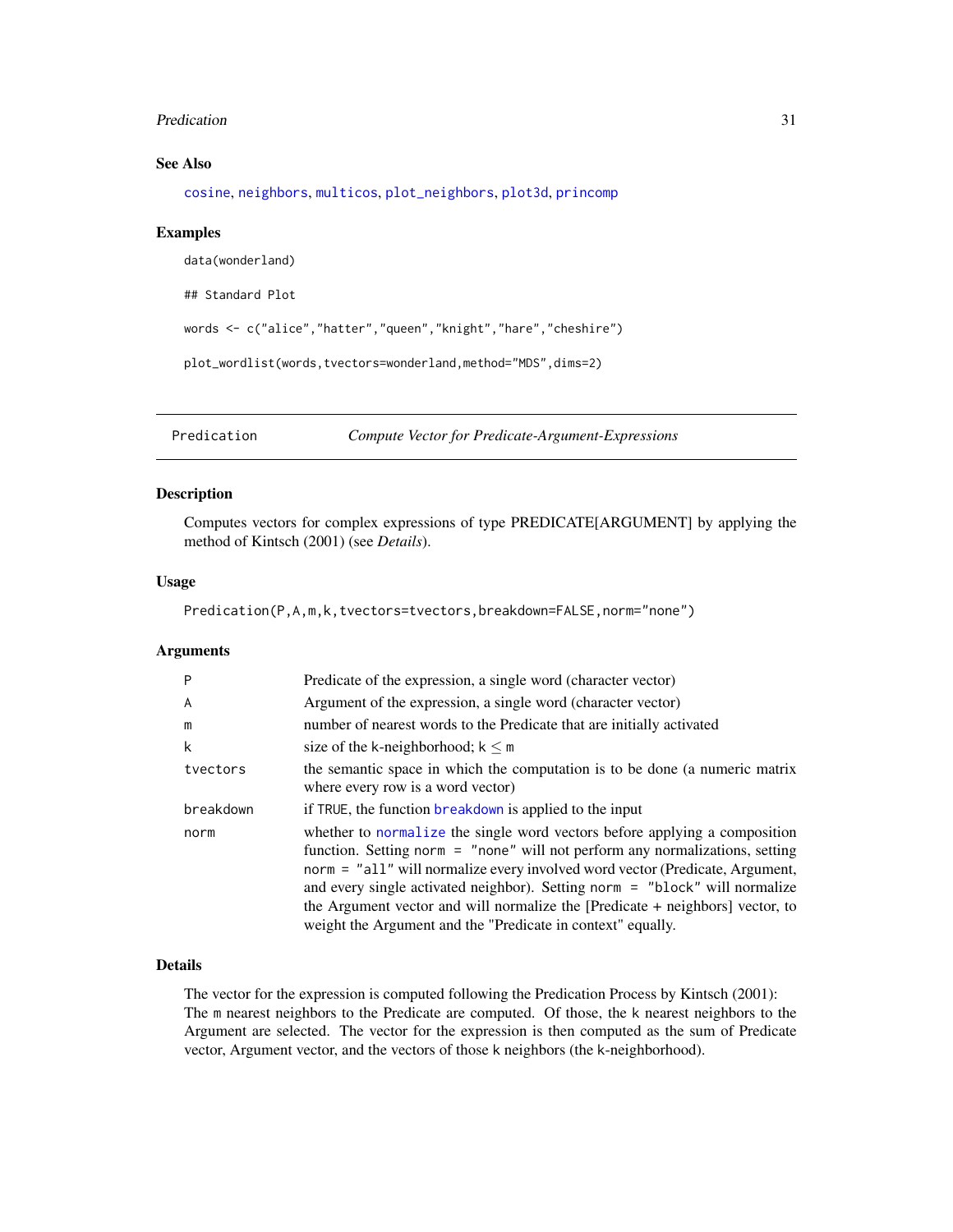### See Also

`cosine`, `neighbors`, `multicos`, `plot_neighbors`, `plot3d`, `princomp`

### Examples

```
data(wonderland)

## Standard Plot

words <- c("alice","hatter","queen","knight","hare","cheshire")

plot_wordlist(words,tvectors=wonderland,method="MDS",dims=2)
```

---

## Predication    *Compute Vector for Predicate-Argument-Expressions*

---

### Description

Computes vectors for complex expressions of type PREDICATE[ARGUMENT] by applying the method of Kintsch (2001) (see *Details*).

### Usage

```
Predication(P,A,m,k,tvectors=tvectors,breakdown=FALSE,norm="none")
```

### Arguments

| | |
|---|---|
| `P` | Predicate of the expression, a single word (character vector) |
| `A` | Argument of the expression, a single word (character vector) |
| `m` | number of nearest words to the Predicate that are initially activated |
| `k` | size of the k-neighborhood; $k \leq m$ |
| `tvectors` | the semantic space in which the computation is to be done (a numeric matrix where every row is a word vector) |
| `breakdown` | if `TRUE`, the function `breakdown` is applied to the input |
| `norm` | whether to `normalize` the single word vectors before applying a composition function. Setting `norm = "none"` will not perform any normalizations, setting `norm = "all"` will normalize every involved word vector (Predicate, Argument, and every single activated neighbor). Setting `norm = "block"` will normalize the Argument vector and will normalize the [Predicate + neighbors] vector, to weight the Argument and the "Predicate in context" equally. |

### Details

The vector for the expression is computed following the Predication Process by Kintsch (2001): The `m` nearest neighbors to the Predicate are computed. Of those, the `k` nearest neighbors to the Argument are selected. The vector for the expression is then computed as the sum of Predicate vector, Argument vector, and the vectors of those `k` neighbors (the k-neighborhood).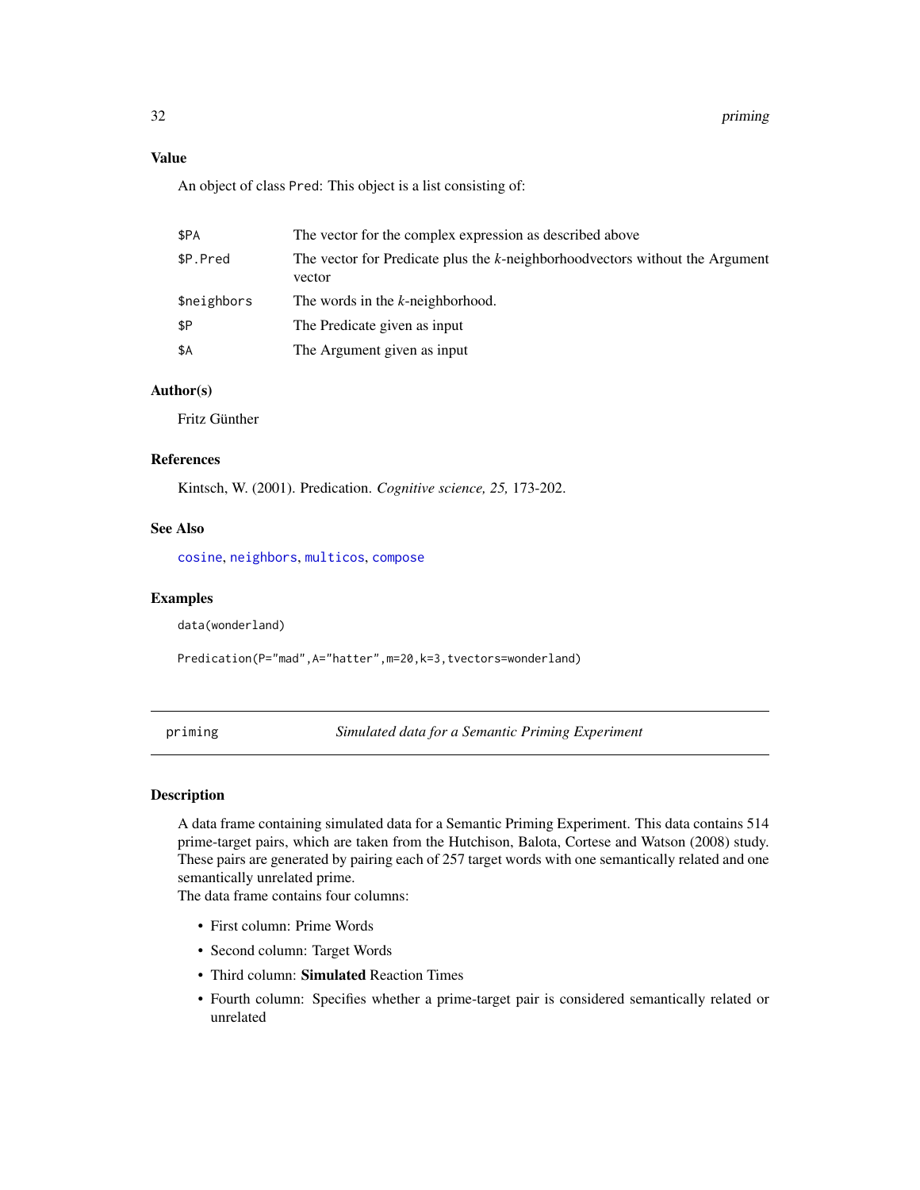## Value

An object of class `Pred`: This object is a list consisting of:

| | |
|---|---|
| `$PA` | The vector for the complex expression as described above |
| `$P.Pred` | The vector for Predicate plus the *k*-neighborhoodvectors without the Argument vector |
| `$neighbors` | The words in the *k*-neighborhood. |
| `$P` | The Predicate given as input |
| `$A` | The Argument given as input |

## Author(s)

Fritz Günther

## References

Kintsch, W. (2001). Predication. *Cognitive science, 25,* 173-202.

## See Also

`cosine`, `neighbors`, `multicos`, `compose`

## Examples

```
data(wonderland)

Predication(P="mad",A="hatter",m=20,k=3,tvectors=wonderland)
```

---

# `priming` *Simulated data for a Semantic Priming Experiment*

---

## Description

A data frame containing simulated data for a Semantic Priming Experiment. This data contains 514 prime-target pairs, which are taken from the Hutchison, Balota, Cortese and Watson (2008) study. These pairs are generated by pairing each of 257 target words with one semantically related and one semantically unrelated prime.
The data frame contains four columns:

- First column: Prime Words
- Second column: Target Words
- Third column: **Simulated** Reaction Times
- Fourth column: Specifies whether a prime-target pair is considered semantically related or unrelated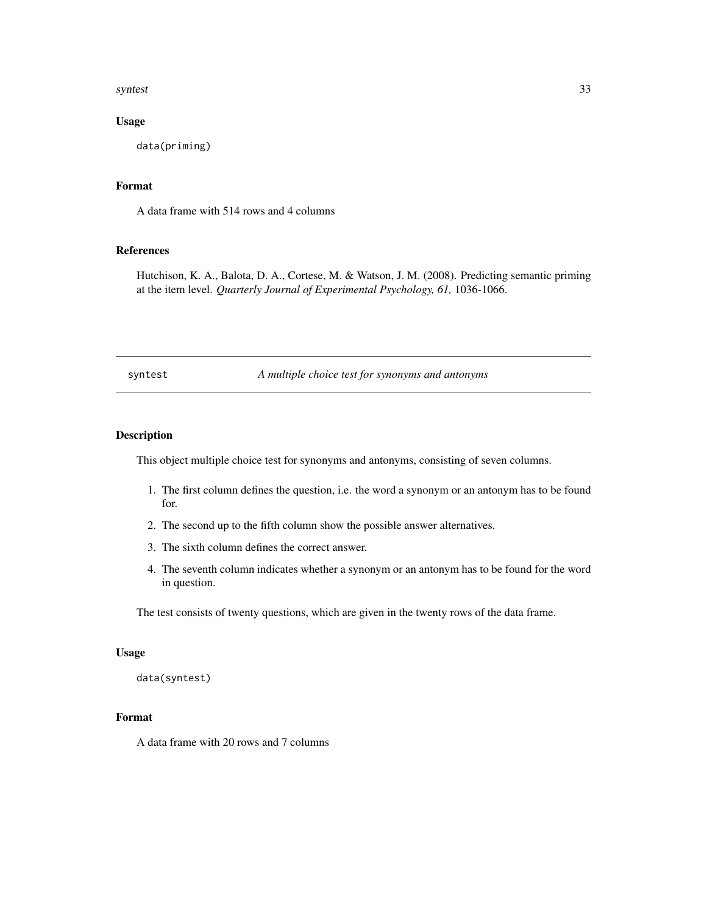### Usage

```
data(priming)
```

### Format

A data frame with 514 rows and 4 columns

### References

Hutchison, K. A., Balota, D. A., Cortese, M. & Watson, J. M. (2008). Predicting semantic priming at the item level. *Quarterly Journal of Experimental Psychology, 61,* 1036-1066.

---

## syntest &nbsp;&nbsp;&nbsp;&nbsp; *A multiple choice test for synonyms and antonyms*

---

### Description

This object multiple choice test for synonyms and antonyms, consisting of seven columns.

1. The first column defines the question, i.e. the word a synonym or an antonym has to be found for.
2. The second up to the fifth column show the possible answer alternatives.
3. The sixth column defines the correct answer.
4. The seventh column indicates whether a synonym or an antonym has to be found for the word in question.

The test consists of twenty questions, which are given in the twenty rows of the data frame.

### Usage

```
data(syntest)
```

### Format

A data frame with 20 rows and 7 columns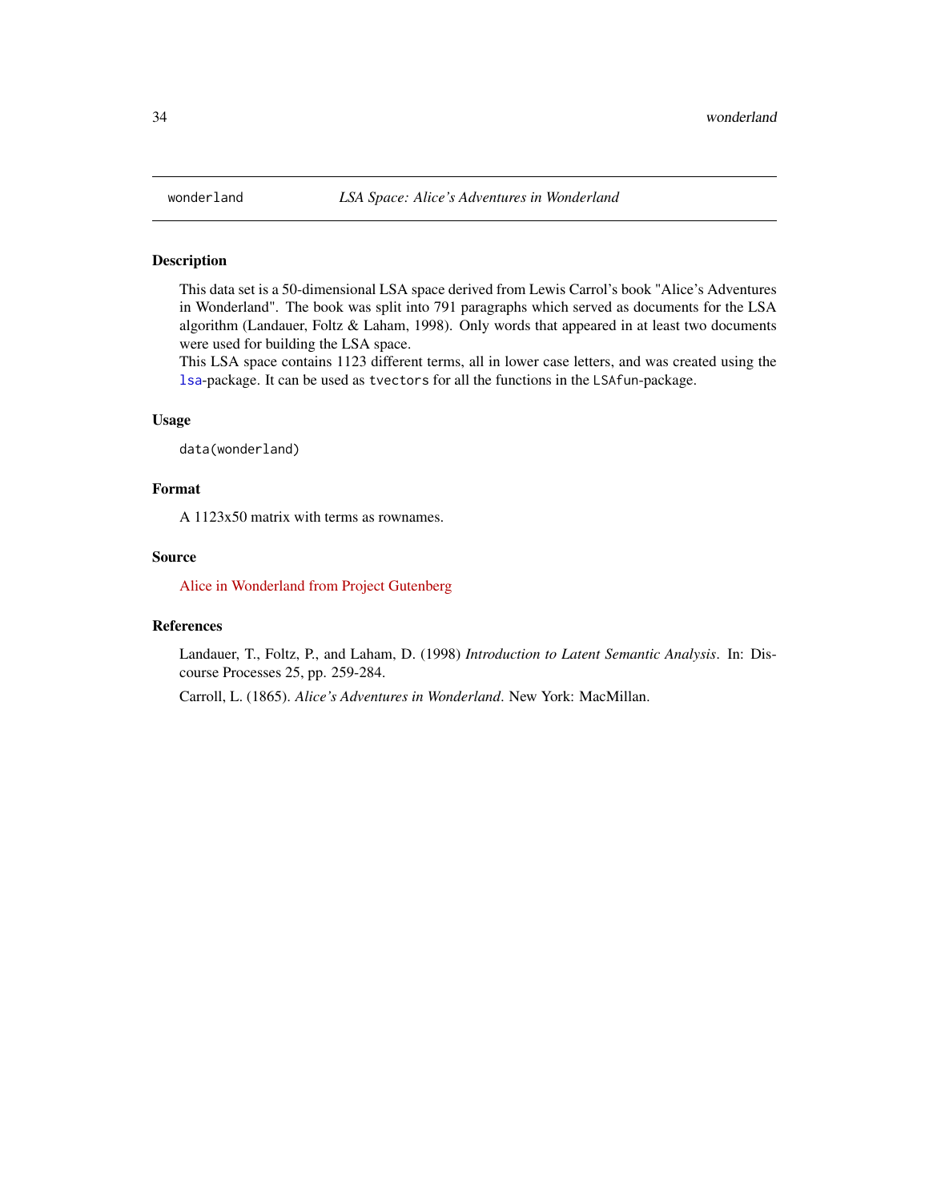wonderland *LSA Space: Alice's Adventures in Wonderland*

## Description

This data set is a 50-dimensional LSA space derived from Lewis Carrol's book "Alice's Adventures in Wonderland". The book was split into 791 paragraphs which served as documents for the LSA algorithm (Landauer, Foltz & Laham, 1998). Only words that appeared in at least two documents were used for building the LSA space.

This LSA space contains 1123 different terms, all in lower case letters, and was created using the `lsa`-package. It can be used as `tvectors` for all the functions in the `LSAfun`-package.

## Usage

```
data(wonderland)
```

## Format

A 1123x50 matrix with terms as rownames.

## Source

Alice in Wonderland from Project Gutenberg

## References

Landauer, T., Foltz, P., and Laham, D. (1998) *Introduction to Latent Semantic Analysis*. In: Discourse Processes 25, pp. 259-284.

Carroll, L. (1865). *Alice's Adventures in Wonderland*. New York: MacMillan.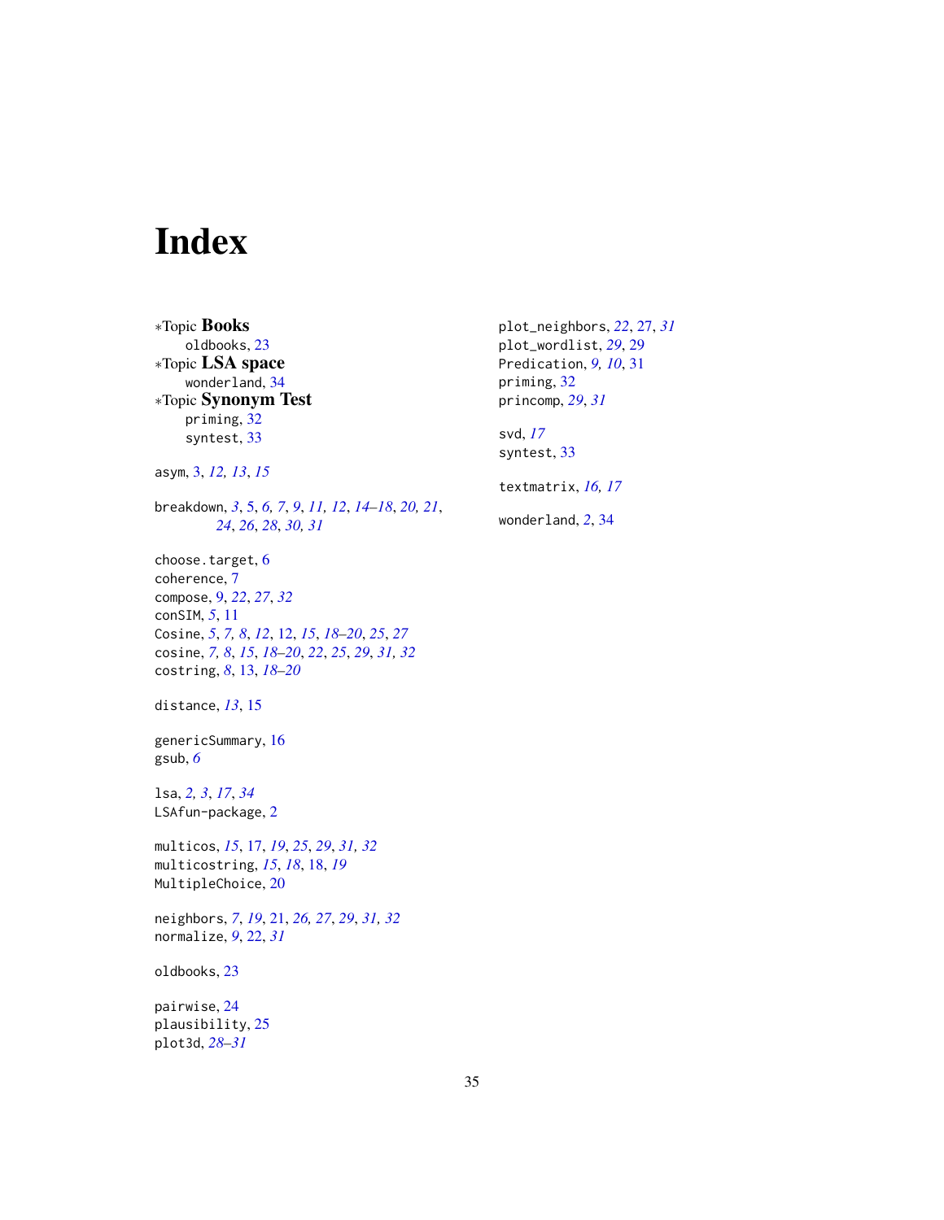# Index

*Topic **Books**
  oldbooks, 23
*Topic **LSA space**
  wonderland, 34
*Topic **Synonym Test**
  priming, 32
  syntest, 33

asym, 3, *12, 13*, *15*

breakdown, *3*, 5, *6, 7*, *9*, *11, 12*, *14–18*, *20, 21*, *24*, *26*, *28*, *30, 31*

choose.target, 6
coherence, 7
compose, 9, *22*, *27*, *32*
conSIM, *5*, 11
Cosine, *5*, *7, 8*, *12*, 12, *15*, *18–20*, *25*, *27*
cosine, *7, 8*, *15*, *18–20*, *22*, *25*, *29*, *31, 32*
costring, *8*, 13, *18–20*

distance, *13*, 15

genericSummary, 16
gsub, *6*

lsa, *2, 3*, *17*, *34*
LSAfun-package, 2

multicos, *15*, 17, *19*, *25*, *29*, *31, 32*
multicostring, *15*, *18*, 18, *19*
MultipleChoice, 20

neighbors, *7*, *19*, 21, *26, 27*, *29*, *31, 32*
normalize, *9*, 22, *31*

oldbooks, 23

pairwise, 24
plausibility, 25
plot3d, *28–31*
plot_neighbors, *22*, 27, *31*
plot_wordlist, *29*, 29
Predication, *9, 10*, 31
priming, 32
princomp, *29*, *31*

svd, *17*
syntest, 33

textmatrix, *16, 17*

wonderland, *2*, 34